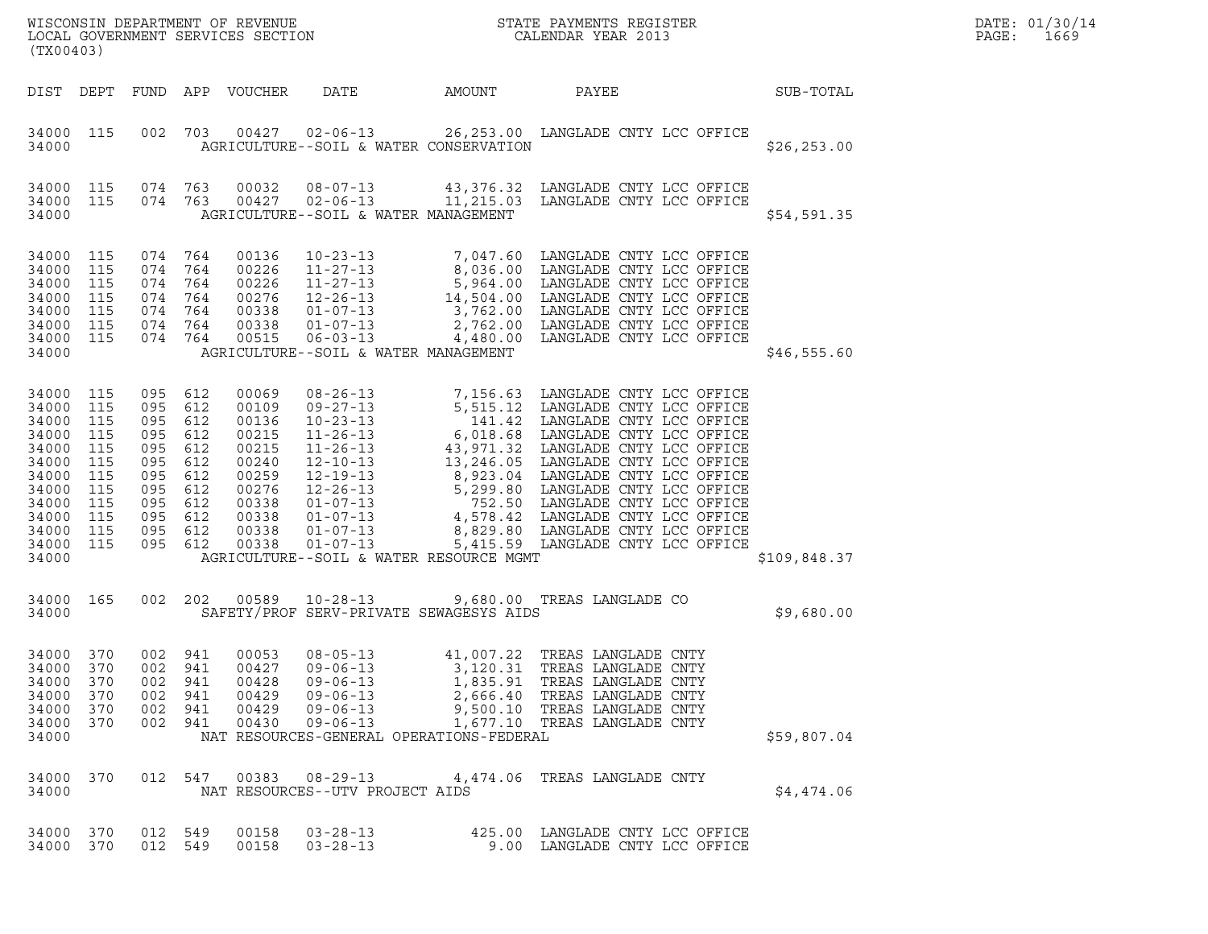WISCONSIN DEPARTMENT OF REVENUE
LOCAL GOVERNMENT SERVICES SECTION
(TX00403)

STATE PAYMENTS REGISTER
CALENDAR YEAR 2013

DATE: 01/30/14
PAGE: 1669

| DIST | DEPT | FUND | APP | VOUCHER | DATE | AMOUNT | PAYEE | SUB-TOTAL |
|---|---|---|---|---|---|---|---|---|
| 34000 | 115 | 002 | 703 | 00427 | 02-06-13 | 26,253.00 | LANGLADE CNTY LCC OFFICE | |
| 34000 | | | | | AGRICULTURE--SOIL & WATER CONSERVATION | | | $26,253.00 |
| 34000 | 115 | 074 | 763 | 00032 | 08-07-13 | 43,376.32 | LANGLADE CNTY LCC OFFICE | |
| 34000 | 115 | 074 | 763 | 00427 | 02-06-13 | 11,215.03 | LANGLADE CNTY LCC OFFICE | |
| 34000 | | | | | AGRICULTURE--SOIL & WATER MANAGEMENT | | | $54,591.35 |
| 34000 | 115 | 074 | 764 | 00136 | 10-23-13 | 7,047.60 | LANGLADE CNTY LCC OFFICE | |
| 34000 | 115 | 074 | 764 | 00226 | 11-27-13 | 8,036.00 | LANGLADE CNTY LCC OFFICE | |
| 34000 | 115 | 074 | 764 | 00226 | 11-27-13 | 5,964.00 | LANGLADE CNTY LCC OFFICE | |
| 34000 | 115 | 074 | 764 | 00276 | 12-26-13 | 14,504.00 | LANGLADE CNTY LCC OFFICE | |
| 34000 | 115 | 074 | 764 | 00338 | 01-07-13 | 3,762.00 | LANGLADE CNTY LCC OFFICE | |
| 34000 | 115 | 074 | 764 | 00338 | 01-07-13 | 2,762.00 | LANGLADE CNTY LCC OFFICE | |
| 34000 | 115 | 074 | 764 | 00515 | 06-03-13 | 4,480.00 | LANGLADE CNTY LCC OFFICE | |
| 34000 | | | | | AGRICULTURE--SOIL & WATER MANAGEMENT | | | $46,555.60 |
| 34000 | 115 | 095 | 612 | 00069 | 08-26-13 | 7,156.63 | LANGLADE CNTY LCC OFFICE | |
| 34000 | 115 | 095 | 612 | 00109 | 09-27-13 | 5,515.12 | LANGLADE CNTY LCC OFFICE | |
| 34000 | 115 | 095 | 612 | 00136 | 10-23-13 | 141.42 | LANGLADE CNTY LCC OFFICE | |
| 34000 | 115 | 095 | 612 | 00215 | 11-26-13 | 6,018.68 | LANGLADE CNTY LCC OFFICE | |
| 34000 | 115 | 095 | 612 | 00215 | 11-26-13 | 43,971.32 | LANGLADE CNTY LCC OFFICE | |
| 34000 | 115 | 095 | 612 | 00240 | 12-10-13 | 13,246.05 | LANGLADE CNTY LCC OFFICE | |
| 34000 | 115 | 095 | 612 | 00259 | 12-19-13 | 8,923.04 | LANGLADE CNTY LCC OFFICE | |
| 34000 | 115 | 095 | 612 | 00276 | 12-26-13 | 5,299.80 | LANGLADE CNTY LCC OFFICE | |
| 34000 | 115 | 095 | 612 | 00338 | 01-07-13 | 752.50 | LANGLADE CNTY LCC OFFICE | |
| 34000 | 115 | 095 | 612 | 00338 | 01-07-13 | 4,578.42 | LANGLADE CNTY LCC OFFICE | |
| 34000 | 115 | 095 | 612 | 00338 | 01-07-13 | 8,829.80 | LANGLADE CNTY LCC OFFICE | |
| 34000 | 115 | 095 | 612 | 00338 | 01-07-13 | 5,415.59 | LANGLADE CNTY LCC OFFICE | |
| 34000 | | | | | AGRICULTURE--SOIL & WATER RESOURCE MGMT | | | $109,848.37 |
| 34000 | 165 | 002 | 202 | 00589 | 10-28-13 | 9,680.00 | TREAS LANGLADE CO | |
| 34000 | | | | | SAFETY/PROF SERV-PRIVATE SEWAGESYS AIDS | | | $9,680.00 |
| 34000 | 370 | 002 | 941 | 00053 | 08-05-13 | 41,007.22 | TREAS LANGLADE CNTY | |
| 34000 | 370 | 002 | 941 | 00427 | 09-06-13 | 3,120.31 | TREAS LANGLADE CNTY | |
| 34000 | 370 | 002 | 941 | 00428 | 09-06-13 | 1,835.91 | TREAS LANGLADE CNTY | |
| 34000 | 370 | 002 | 941 | 00429 | 09-06-13 | 2,666.40 | TREAS LANGLADE CNTY | |
| 34000 | 370 | 002 | 941 | 00429 | 09-06-13 | 9,500.10 | TREAS LANGLADE CNTY | |
| 34000 | 370 | 002 | 941 | 00430 | 09-06-13 | 1,677.10 | TREAS LANGLADE CNTY | |
| 34000 | | | | | NAT RESOURCES-GENERAL OPERATIONS-FEDERAL | | | $59,807.04 |
| 34000 | 370 | 012 | 547 | 00383 | 08-29-13 | 4,474.06 | TREAS LANGLADE CNTY | |
| 34000 | | | | | NAT RESOURCES--UTV PROJECT AIDS | | | $4,474.06 |
| 34000 | 370 | 012 | 549 | 00158 | 03-28-13 | 425.00 | LANGLADE CNTY LCC OFFICE | |
| 34000 | 370 | 012 | 549 | 00158 | 03-28-13 | 9.00 | LANGLADE CNTY LCC OFFICE | |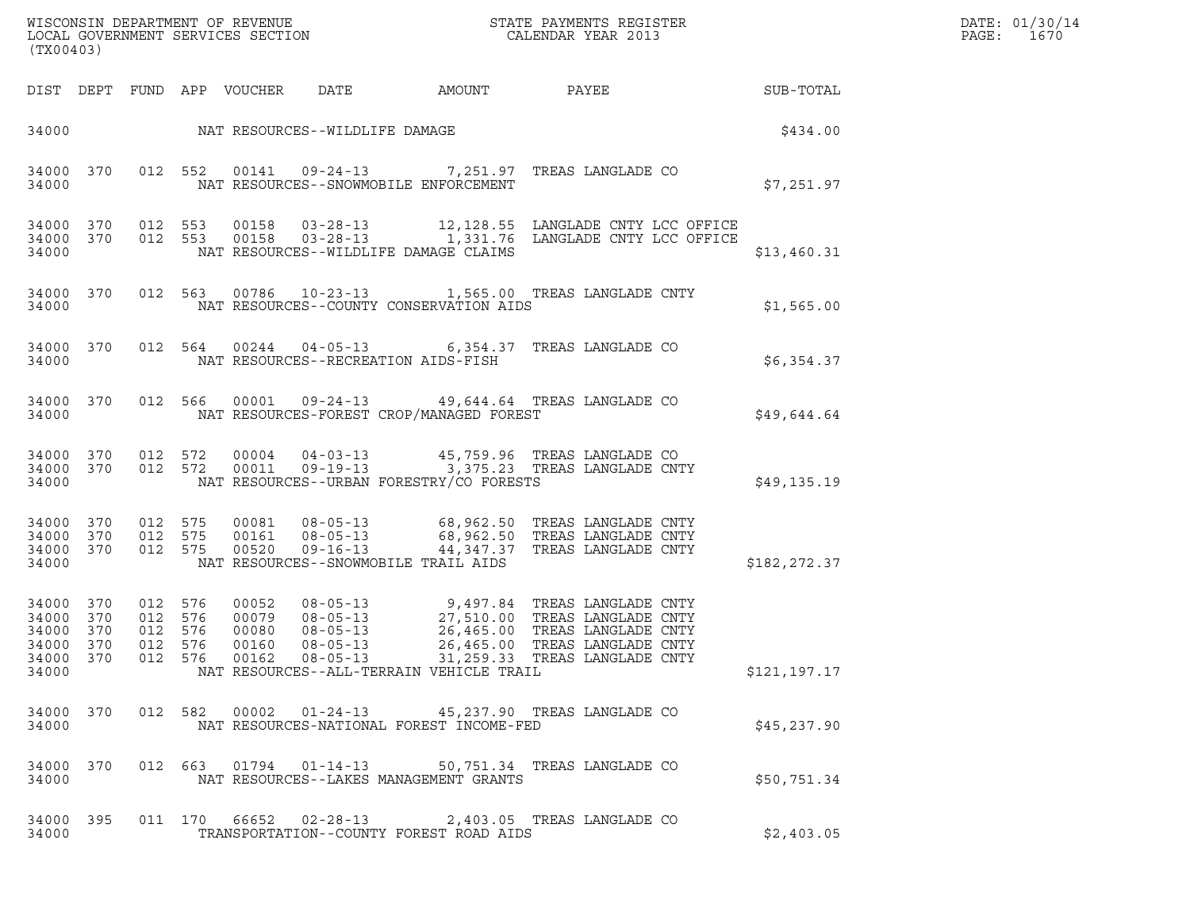WISCONSIN DEPARTMENT OF REVENUE
LOCAL GOVERNMENT SERVICES SECTION
(TX00403)

STATE PAYMENTS REGISTER
CALENDAR YEAR 2013

DATE: 01/30/14
PAGE: 1670

| DIST | DEPT | FUND | APP | VOUCHER | DATE | AMOUNT | PAYEE | SUB-TOTAL |
|---|---|---|---|---|---|---|---|---|
| 34000 | | | | NAT RESOURCES--WILDLIFE DAMAGE | | | | $434.00 |
| 34000 | 370 | 012 | 552 | 00141 | 09-24-13 | 7,251.97 | TREAS LANGLADE CO | |
| 34000 | | | | NAT RESOURCES--SNOWMOBILE ENFORCEMENT | | | | $7,251.97 |
| 34000 | 370 | 012 | 553 | 00158 | 03-28-13 | 12,128.55 | LANGLADE CNTY LCC OFFICE | |
| 34000 | 370 | 012 | 553 | 00158 | 03-28-13 | 1,331.76 | LANGLADE CNTY LCC OFFICE | |
| 34000 | | | | NAT RESOURCES--WILDLIFE DAMAGE CLAIMS | | | | $13,460.31 |
| 34000 | 370 | 012 | 563 | 00786 | 10-23-13 | 1,565.00 | TREAS LANGLADE CNTY | |
| 34000 | | | | NAT RESOURCES--COUNTY CONSERVATION AIDS | | | | $1,565.00 |
| 34000 | 370 | 012 | 564 | 00244 | 04-05-13 | 6,354.37 | TREAS LANGLADE CO | |
| 34000 | | | | NAT RESOURCES--RECREATION AIDS-FISH | | | | $6,354.37 |
| 34000 | 370 | 012 | 566 | 00001 | 09-24-13 | 49,644.64 | TREAS LANGLADE CO | |
| 34000 | | | | NAT RESOURCES-FOREST CROP/MANAGED FOREST | | | | $49,644.64 |
| 34000 | 370 | 012 | 572 | 00004 | 04-03-13 | 45,759.96 | TREAS LANGLADE CO | |
| 34000 | 370 | 012 | 572 | 00011 | 09-19-13 | 3,375.23 | TREAS LANGLADE CNTY | |
| 34000 | | | | NAT RESOURCES--URBAN FORESTRY/CO FORESTS | | | | $49,135.19 |
| 34000 | 370 | 012 | 575 | 00081 | 08-05-13 | 68,962.50 | TREAS LANGLADE CNTY | |
| 34000 | 370 | 012 | 575 | 00161 | 08-05-13 | 68,962.50 | TREAS LANGLADE CNTY | |
| 34000 | 370 | 012 | 575 | 00520 | 09-16-13 | 44,347.37 | TREAS LANGLADE CNTY | |
| 34000 | | | | NAT RESOURCES--SNOWMOBILE TRAIL AIDS | | | | $182,272.37 |
| 34000 | 370 | 012 | 576 | 00052 | 08-05-13 | 9,497.84 | TREAS LANGLADE CNTY | |
| 34000 | 370 | 012 | 576 | 00079 | 08-05-13 | 27,510.00 | TREAS LANGLADE CNTY | |
| 34000 | 370 | 012 | 576 | 00080 | 08-05-13 | 26,465.00 | TREAS LANGLADE CNTY | |
| 34000 | 370 | 012 | 576 | 00160 | 08-05-13 | 26,465.00 | TREAS LANGLADE CNTY | |
| 34000 | 370 | 012 | 576 | 00162 | 08-05-13 | 31,259.33 | TREAS LANGLADE CNTY | |
| 34000 | | | | NAT RESOURCES--ALL-TERRAIN VEHICLE TRAIL | | | | $121,197.17 |
| 34000 | 370 | 012 | 582 | 00002 | 01-24-13 | 45,237.90 | TREAS LANGLADE CO | |
| 34000 | | | | NAT RESOURCES-NATIONAL FOREST INCOME-FED | | | | $45,237.90 |
| 34000 | 370 | 012 | 663 | 01794 | 01-14-13 | 50,751.34 | TREAS LANGLADE CO | |
| 34000 | | | | NAT RESOURCES--LAKES MANAGEMENT GRANTS | | | | $50,751.34 |
| 34000 | 395 | 011 | 170 | 66652 | 02-28-13 | 2,403.05 | TREAS LANGLADE CO | |
| 34000 | | | | TRANSPORTATION--COUNTY FOREST ROAD AIDS | | | | $2,403.05 |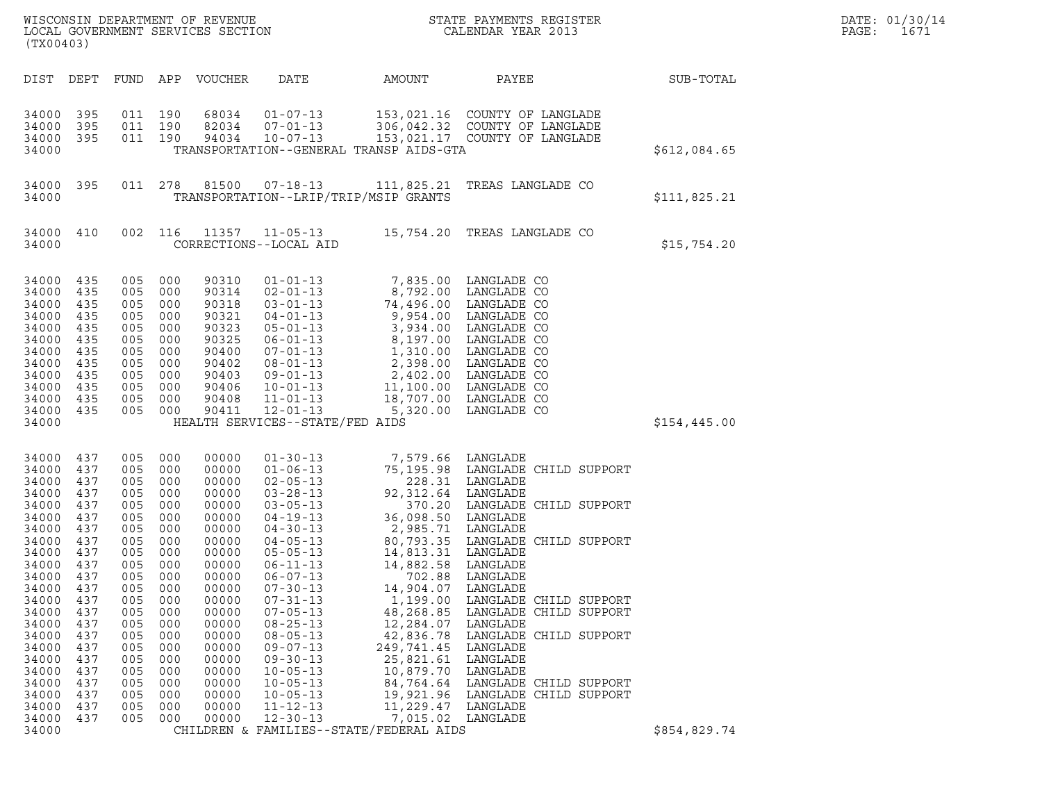WISCONSIN DEPARTMENT OF REVENUE
LOCAL GOVERNMENT SERVICES SECTION
(TX00403)

STATE PAYMENTS REGISTER
CALENDAR YEAR 2013

DATE: 01/30/14
PAGE: 1671

| DIST | DEPT | FUND | APP | VOUCHER | DATE | AMOUNT | PAYEE | SUB-TOTAL |
|---|---|---|---|---|---|---|---|---|
| 34000 | 395 | 011 | 190 | 68034 | 01-07-13 | 153,021.16 | COUNTY OF LANGLADE | |
| 34000 | 395 | 011 | 190 | 82034 | 07-01-13 | 306,042.32 | COUNTY OF LANGLADE | |
| 34000 | 395 | 011 | 190 | 94034 | 10-07-13 | 153,021.17 | COUNTY OF LANGLADE | |
| 34000 | | | | | TRANSPORTATION--GENERAL TRANSP AIDS-GTA | | | $612,084.65 |
| 34000 | 395 | 011 | 278 | 81500 | 07-18-13 | 111,825.21 | TREAS LANGLADE CO | |
| 34000 | | | | | TRANSPORTATION--LRIP/TRIP/MSIP GRANTS | | | $111,825.21 |
| 34000 | 410 | 002 | 116 | 11357 | 11-05-13 | 15,754.20 | TREAS LANGLADE CO | |
| 34000 | | | | | CORRECTIONS--LOCAL AID | | | $15,754.20 |
| 34000 | 435 | 005 | 000 | 90310 | 01-01-13 | 7,835.00 | LANGLADE CO | |
| 34000 | 435 | 005 | 000 | 90314 | 02-01-13 | 8,792.00 | LANGLADE CO | |
| 34000 | 435 | 005 | 000 | 90318 | 03-01-13 | 74,496.00 | LANGLADE CO | |
| 34000 | 435 | 005 | 000 | 90321 | 04-01-13 | 9,954.00 | LANGLADE CO | |
| 34000 | 435 | 005 | 000 | 90323 | 05-01-13 | 3,934.00 | LANGLADE CO | |
| 34000 | 435 | 005 | 000 | 90325 | 06-01-13 | 8,197.00 | LANGLADE CO | |
| 34000 | 435 | 005 | 000 | 90400 | 07-01-13 | 1,310.00 | LANGLADE CO | |
| 34000 | 435 | 005 | 000 | 90402 | 08-01-13 | 2,398.00 | LANGLADE CO | |
| 34000 | 435 | 005 | 000 | 90403 | 09-01-13 | 2,402.00 | LANGLADE CO | |
| 34000 | 435 | 005 | 000 | 90406 | 10-01-13 | 11,100.00 | LANGLADE CO | |
| 34000 | 435 | 005 | 000 | 90408 | 11-01-13 | 18,707.00 | LANGLADE CO | |
| 34000 | 435 | 005 | 000 | 90411 | 12-01-13 | 5,320.00 | LANGLADE CO | |
| 34000 | | | | | HEALTH SERVICES--STATE/FED AIDS | | | $154,445.00 |
| 34000 | 437 | 005 | 000 | 00000 | 01-30-13 | 7,579.66 | LANGLADE | |
| 34000 | 437 | 005 | 000 | 00000 | 01-06-13 | 75,195.98 | LANGLADE CHILD SUPPORT | |
| 34000 | 437 | 005 | 000 | 00000 | 02-05-13 | 228.31 | LANGLADE | |
| 34000 | 437 | 005 | 000 | 00000 | 03-28-13 | 92,312.64 | LANGLADE | |
| 34000 | 437 | 005 | 000 | 00000 | 03-05-13 | 370.20 | LANGLADE CHILD SUPPORT | |
| 34000 | 437 | 005 | 000 | 00000 | 04-19-13 | 36,098.50 | LANGLADE | |
| 34000 | 437 | 005 | 000 | 00000 | 04-30-13 | 2,985.71 | LANGLADE | |
| 34000 | 437 | 005 | 000 | 00000 | 04-05-13 | 80,793.35 | LANGLADE CHILD SUPPORT | |
| 34000 | 437 | 005 | 000 | 00000 | 05-05-13 | 14,813.31 | LANGLADE | |
| 34000 | 437 | 005 | 000 | 00000 | 06-11-13 | 14,882.58 | LANGLADE | |
| 34000 | 437 | 005 | 000 | 00000 | 06-07-13 | 702.88 | LANGLADE | |
| 34000 | 437 | 005 | 000 | 00000 | 07-30-13 | 14,904.07 | LANGLADE | |
| 34000 | 437 | 005 | 000 | 00000 | 07-31-13 | 1,199.00 | LANGLADE CHILD SUPPORT | |
| 34000 | 437 | 005 | 000 | 00000 | 07-05-13 | 48,268.85 | LANGLADE CHILD SUPPORT | |
| 34000 | 437 | 005 | 000 | 00000 | 08-25-13 | 12,284.07 | LANGLADE | |
| 34000 | 437 | 005 | 000 | 00000 | 08-05-13 | 42,836.78 | LANGLADE CHILD SUPPORT | |
| 34000 | 437 | 005 | 000 | 00000 | 09-07-13 | 249,741.45 | LANGLADE | |
| 34000 | 437 | 005 | 000 | 00000 | 09-30-13 | 25,821.61 | LANGLADE | |
| 34000 | 437 | 005 | 000 | 00000 | 10-05-13 | 10,879.70 | LANGLADE | |
| 34000 | 437 | 005 | 000 | 00000 | 10-05-13 | 84,764.64 | LANGLADE CHILD SUPPORT | |
| 34000 | 437 | 005 | 000 | 00000 | 10-05-13 | 19,921.96 | LANGLADE CHILD SUPPORT | |
| 34000 | 437 | 005 | 000 | 00000 | 11-12-13 | 11,229.47 | LANGLADE | |
| 34000 | 437 | 005 | 000 | 00000 | 12-30-13 | 7,015.02 | LANGLADE | |
| 34000 | | | | | CHILDREN & FAMILIES--STATE/FEDERAL AIDS | | | $854,829.74 |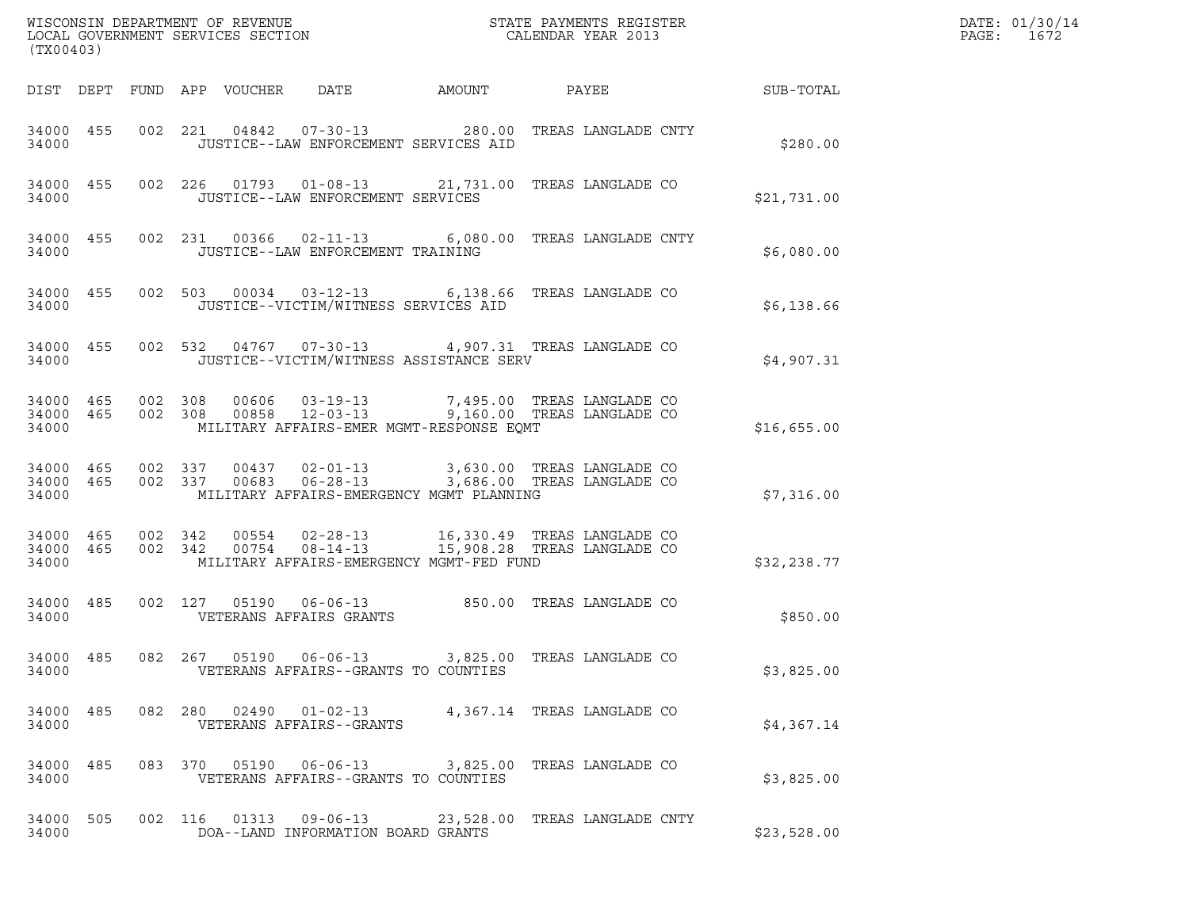WISCONSIN DEPARTMENT OF REVENUE
LOCAL GOVERNMENT SERVICES SECTION
(TX00403)

STATE PAYMENTS REGISTER
CALENDAR YEAR 2013

DATE: 01/30/14
PAGE: 1672

| DIST | DEPT | FUND | APP | VOUCHER | DATE | AMOUNT | PAYEE | SUB-TOTAL |
|---|---|---|---|---|---|---|---|---|
| 34000 | 455 | 002 | 221 | 04842 | 07-30-13 | 280.00 | TREAS LANGLADE CNTY | |
| 34000 | | | | JUSTICE--LAW ENFORCEMENT SERVICES AID | | | | $280.00 |
| 34000 | 455 | 002 | 226 | 01793 | 01-08-13 | 21,731.00 | TREAS LANGLADE CO | |
| 34000 | | | | JUSTICE--LAW ENFORCEMENT SERVICES | | | | $21,731.00 |
| 34000 | 455 | 002 | 231 | 00366 | 02-11-13 | 6,080.00 | TREAS LANGLADE CNTY | |
| 34000 | | | | JUSTICE--LAW ENFORCEMENT TRAINING | | | | $6,080.00 |
| 34000 | 455 | 002 | 503 | 00034 | 03-12-13 | 6,138.66 | TREAS LANGLADE CO | |
| 34000 | | | | JUSTICE--VICTIM/WITNESS SERVICES AID | | | | $6,138.66 |
| 34000 | 455 | 002 | 532 | 04767 | 07-30-13 | 4,907.31 | TREAS LANGLADE CO | |
| 34000 | | | | JUSTICE--VICTIM/WITNESS ASSISTANCE SERV | | | | $4,907.31 |
| 34000 | 465 | 002 | 308 | 00606 | 03-19-13 | 7,495.00 | TREAS LANGLADE CO | |
| 34000 | 465 | 002 | 308 | 00858 | 12-03-13 | 9,160.00 | TREAS LANGLADE CO | |
| 34000 | | | | MILITARY AFFAIRS-EMER MGMT-RESPONSE EQMT | | | | $16,655.00 |
| 34000 | 465 | 002 | 337 | 00437 | 02-01-13 | 3,630.00 | TREAS LANGLADE CO | |
| 34000 | 465 | 002 | 337 | 00683 | 06-28-13 | 3,686.00 | TREAS LANGLADE CO | |
| 34000 | | | | MILITARY AFFAIRS-EMERGENCY MGMT PLANNING | | | | $7,316.00 |
| 34000 | 465 | 002 | 342 | 00554 | 02-28-13 | 16,330.49 | TREAS LANGLADE CO | |
| 34000 | 465 | 002 | 342 | 00754 | 08-14-13 | 15,908.28 | TREAS LANGLADE CO | |
| 34000 | | | | MILITARY AFFAIRS-EMERGENCY MGMT-FED FUND | | | | $32,238.77 |
| 34000 | 485 | 002 | 127 | 05190 | 06-06-13 | 850.00 | TREAS LANGLADE CO | |
| 34000 | | | | VETERANS AFFAIRS GRANTS | | | | $850.00 |
| 34000 | 485 | 082 | 267 | 05190 | 06-06-13 | 3,825.00 | TREAS LANGLADE CO | |
| 34000 | | | | VETERANS AFFAIRS--GRANTS TO COUNTIES | | | | $3,825.00 |
| 34000 | 485 | 082 | 280 | 02490 | 01-02-13 | 4,367.14 | TREAS LANGLADE CO | |
| 34000 | | | | VETERANS AFFAIRS--GRANTS | | | | $4,367.14 |
| 34000 | 485 | 083 | 370 | 05190 | 06-06-13 | 3,825.00 | TREAS LANGLADE CO | |
| 34000 | | | | VETERANS AFFAIRS--GRANTS TO COUNTIES | | | | $3,825.00 |
| 34000 | 505 | 002 | 116 | 01313 | 09-06-13 | 23,528.00 | TREAS LANGLADE CNTY | |
| 34000 | | | | DOA--LAND INFORMATION BOARD GRANTS | | | | $23,528.00 |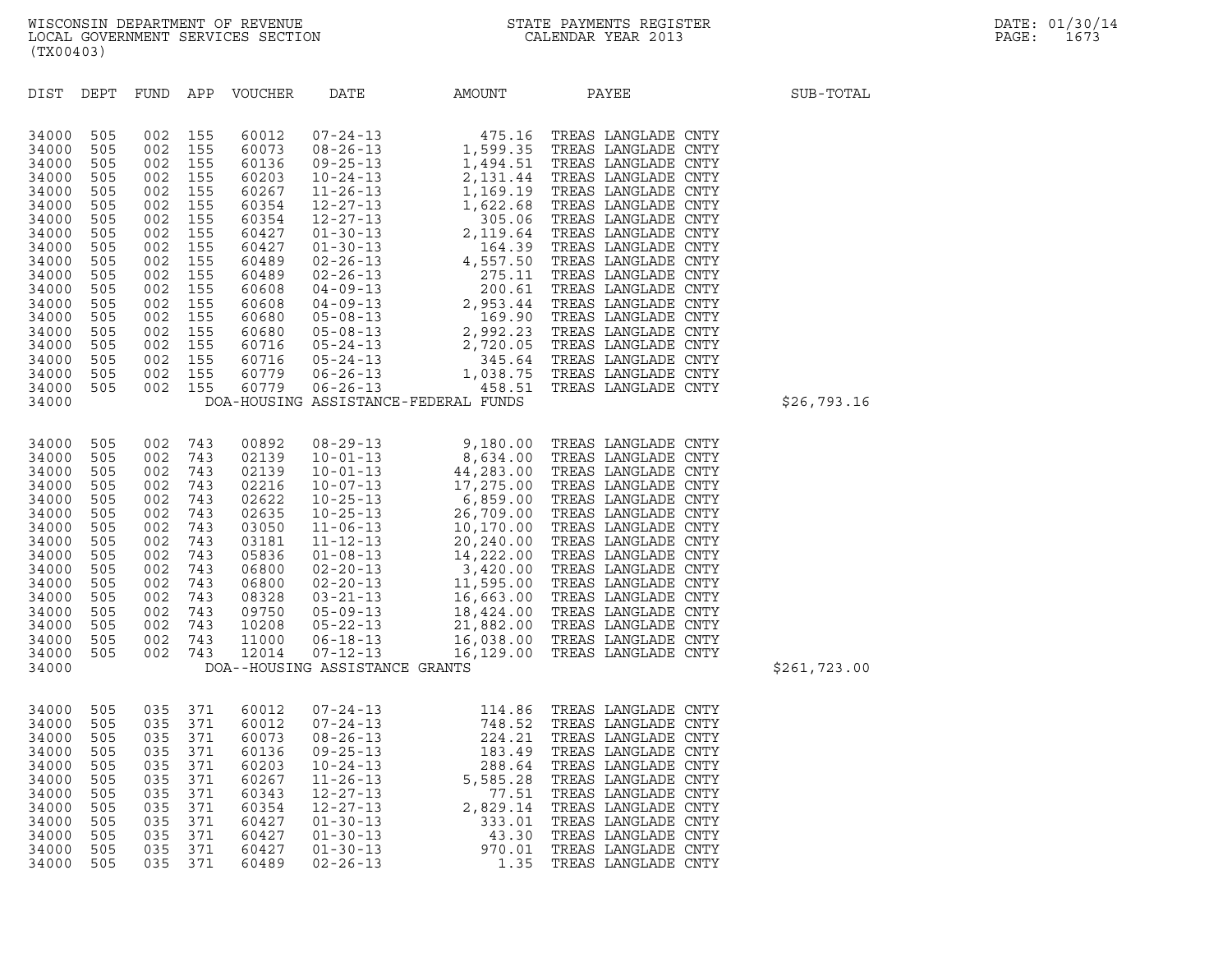| DIST | DEPT | FUND | APP | VOUCHER | DATE | AMOUNT | PAYEE | SUB-TOTAL |
|---|---|---|---|---|---|---|---|---|
| 34000 | 505 | 002 | 155 | 60012 | 07-24-13 | 475.16 | TREAS LANGLADE CNTY | |
| 34000 | 505 | 002 | 155 | 60073 | 08-26-13 | 1,599.35 | TREAS LANGLADE CNTY | |
| 34000 | 505 | 002 | 155 | 60136 | 09-25-13 | 1,494.51 | TREAS LANGLADE CNTY | |
| 34000 | 505 | 002 | 155 | 60203 | 10-24-13 | 2,131.44 | TREAS LANGLADE CNTY | |
| 34000 | 505 | 002 | 155 | 60267 | 11-26-13 | 1,169.19 | TREAS LANGLADE CNTY | |
| 34000 | 505 | 002 | 155 | 60354 | 12-27-13 | 1,622.68 | TREAS LANGLADE CNTY | |
| 34000 | 505 | 002 | 155 | 60354 | 12-27-13 | 305.06 | TREAS LANGLADE CNTY | |
| 34000 | 505 | 002 | 155 | 60427 | 01-30-13 | 2,119.64 | TREAS LANGLADE CNTY | |
| 34000 | 505 | 002 | 155 | 60427 | 01-30-13 | 164.39 | TREAS LANGLADE CNTY | |
| 34000 | 505 | 002 | 155 | 60489 | 02-26-13 | 4,557.50 | TREAS LANGLADE CNTY | |
| 34000 | 505 | 002 | 155 | 60489 | 02-26-13 | 275.11 | TREAS LANGLADE CNTY | |
| 34000 | 505 | 002 | 155 | 60608 | 04-09-13 | 200.61 | TREAS LANGLADE CNTY | |
| 34000 | 505 | 002 | 155 | 60608 | 04-09-13 | 2,953.44 | TREAS LANGLADE CNTY | |
| 34000 | 505 | 002 | 155 | 60680 | 05-08-13 | 169.90 | TREAS LANGLADE CNTY | |
| 34000 | 505 | 002 | 155 | 60680 | 05-08-13 | 2,992.23 | TREAS LANGLADE CNTY | |
| 34000 | 505 | 002 | 155 | 60716 | 05-24-13 | 2,720.05 | TREAS LANGLADE CNTY | |
| 34000 | 505 | 002 | 155 | 60716 | 05-24-13 | 345.64 | TREAS LANGLADE CNTY | |
| 34000 | 505 | 002 | 155 | 60779 | 06-26-13 | 1,038.75 | TREAS LANGLADE CNTY | |
| 34000 | 505 | 002 | 155 | 60779 | 06-26-13 | 458.51 | TREAS LANGLADE CNTY | |
| 34000 | | | | DOA-HOUSING ASSISTANCE-FEDERAL FUNDS | | | | $26,793.16 |
| 34000 | 505 | 002 | 743 | 00892 | 08-29-13 | 9,180.00 | TREAS LANGLADE CNTY | |
| 34000 | 505 | 002 | 743 | 02139 | 10-01-13 | 8,634.00 | TREAS LANGLADE CNTY | |
| 34000 | 505 | 002 | 743 | 02139 | 10-01-13 | 44,283.00 | TREAS LANGLADE CNTY | |
| 34000 | 505 | 002 | 743 | 02216 | 10-07-13 | 17,275.00 | TREAS LANGLADE CNTY | |
| 34000 | 505 | 002 | 743 | 02622 | 10-25-13 | 6,859.00 | TREAS LANGLADE CNTY | |
| 34000 | 505 | 002 | 743 | 02635 | 10-25-13 | 26,709.00 | TREAS LANGLADE CNTY | |
| 34000 | 505 | 002 | 743 | 03050 | 11-06-13 | 10,170.00 | TREAS LANGLADE CNTY | |
| 34000 | 505 | 002 | 743 | 03181 | 11-12-13 | 20,240.00 | TREAS LANGLADE CNTY | |
| 34000 | 505 | 002 | 743 | 05836 | 01-08-13 | 14,222.00 | TREAS LANGLADE CNTY | |
| 34000 | 505 | 002 | 743 | 06800 | 02-20-13 | 3,420.00 | TREAS LANGLADE CNTY | |
| 34000 | 505 | 002 | 743 | 06800 | 02-20-13 | 11,595.00 | TREAS LANGLADE CNTY | |
| 34000 | 505 | 002 | 743 | 08328 | 03-21-13 | 16,663.00 | TREAS LANGLADE CNTY | |
| 34000 | 505 | 002 | 743 | 09750 | 05-09-13 | 18,424.00 | TREAS LANGLADE CNTY | |
| 34000 | 505 | 002 | 743 | 10208 | 05-22-13 | 21,882.00 | TREAS LANGLADE CNTY | |
| 34000 | 505 | 002 | 743 | 11000 | 06-18-13 | 16,038.00 | TREAS LANGLADE CNTY | |
| 34000 | 505 | 002 | 743 | 12014 | 07-12-13 | 16,129.00 | TREAS LANGLADE CNTY | |
| 34000 | | | | DOA--HOUSING ASSISTANCE GRANTS | | | | $261,723.00 |
| 34000 | 505 | 035 | 371 | 60012 | 07-24-13 | 114.86 | TREAS LANGLADE CNTY | |
| 34000 | 505 | 035 | 371 | 60012 | 07-24-13 | 748.52 | TREAS LANGLADE CNTY | |
| 34000 | 505 | 035 | 371 | 60073 | 08-26-13 | 224.21 | TREAS LANGLADE CNTY | |
| 34000 | 505 | 035 | 371 | 60136 | 09-25-13 | 183.49 | TREAS LANGLADE CNTY | |
| 34000 | 505 | 035 | 371 | 60203 | 10-24-13 | 288.64 | TREAS LANGLADE CNTY | |
| 34000 | 505 | 035 | 371 | 60267 | 11-26-13 | 5,585.28 | TREAS LANGLADE CNTY | |
| 34000 | 505 | 035 | 371 | 60343 | 12-27-13 | 77.51 | TREAS LANGLADE CNTY | |
| 34000 | 505 | 035 | 371 | 60354 | 12-27-13 | 2,829.14 | TREAS LANGLADE CNTY | |
| 34000 | 505 | 035 | 371 | 60427 | 01-30-13 | 333.01 | TREAS LANGLADE CNTY | |
| 34000 | 505 | 035 | 371 | 60427 | 01-30-13 | 43.30 | TREAS LANGLADE CNTY | |
| 34000 | 505 | 035 | 371 | 60427 | 01-30-13 | 970.01 | TREAS LANGLADE CNTY | |
| 34000 | 505 | 035 | 371 | 60489 | 02-26-13 | 1.35 | TREAS LANGLADE CNTY | |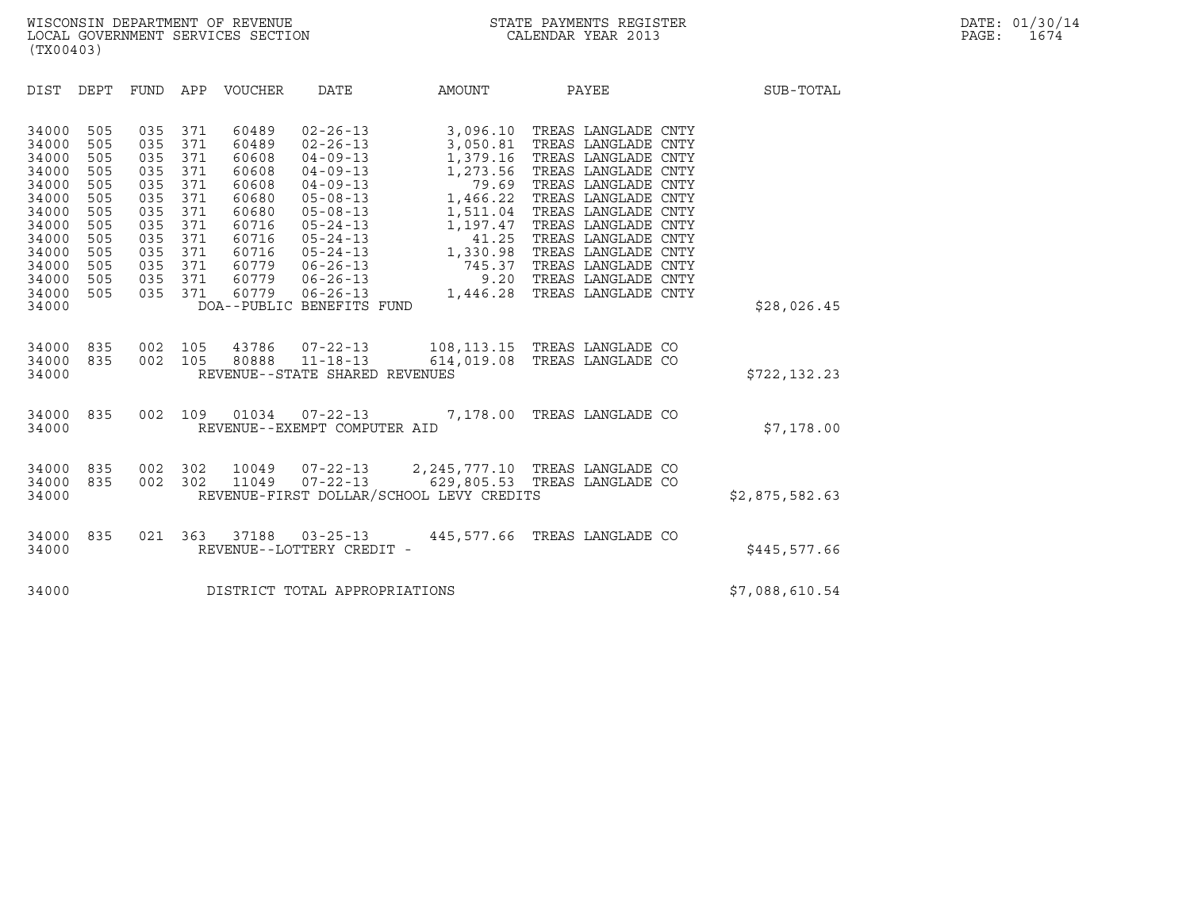| DIST | DEPT | FUND | APP | VOUCHER | DATE | AMOUNT | PAYEE | SUB-TOTAL |
|---|---|---|---|---|---|---|---|---|
| 34000 | 505 | 035 | 371 | 60489 | 02-26-13 | 3,096.10 | TREAS LANGLADE CNTY | |
| 34000 | 505 | 035 | 371 | 60489 | 02-26-13 | 3,050.81 | TREAS LANGLADE CNTY | |
| 34000 | 505 | 035 | 371 | 60608 | 04-09-13 | 1,379.16 | TREAS LANGLADE CNTY | |
| 34000 | 505 | 035 | 371 | 60608 | 04-09-13 | 1,273.56 | TREAS LANGLADE CNTY | |
| 34000 | 505 | 035 | 371 | 60608 | 04-09-13 | 79.69 | TREAS LANGLADE CNTY | |
| 34000 | 505 | 035 | 371 | 60680 | 05-08-13 | 1,466.22 | TREAS LANGLADE CNTY | |
| 34000 | 505 | 035 | 371 | 60680 | 05-08-13 | 1,511.04 | TREAS LANGLADE CNTY | |
| 34000 | 505 | 035 | 371 | 60716 | 05-24-13 | 1,197.47 | TREAS LANGLADE CNTY | |
| 34000 | 505 | 035 | 371 | 60716 | 05-24-13 | 41.25 | TREAS LANGLADE CNTY | |
| 34000 | 505 | 035 | 371 | 60716 | 05-24-13 | 1,330.98 | TREAS LANGLADE CNTY | |
| 34000 | 505 | 035 | 371 | 60779 | 06-26-13 | 745.37 | TREAS LANGLADE CNTY | |
| 34000 | 505 | 035 | 371 | 60779 | 06-26-13 | 9.20 | TREAS LANGLADE CNTY | |
| 34000 | 505 | 035 | 371 | 60779 | 06-26-13 | 1,446.28 | TREAS LANGLADE CNTY | |
| 34000 | | | | DOA--PUBLIC BENEFITS FUND | | | | $28,026.45 |
| 34000 | 835 | 002 | 105 | 43786 | 07-22-13 | 108,113.15 | TREAS LANGLADE CO | |
| 34000 | 835 | 002 | 105 | 80888 | 11-18-13 | 614,019.08 | TREAS LANGLADE CO | |
| 34000 | | | | REVENUE--STATE SHARED REVENUES | | | | $722,132.23 |
| 34000 | 835 | 002 | 109 | 01034 | 07-22-13 | 7,178.00 | TREAS LANGLADE CO | |
| 34000 | | | | REVENUE--EXEMPT COMPUTER AID | | | | $7,178.00 |
| 34000 | 835 | 002 | 302 | 10049 | 07-22-13 | 2,245,777.10 | TREAS LANGLADE CO | |
| 34000 | 835 | 002 | 302 | 11049 | 07-22-13 | 629,805.53 | TREAS LANGLADE CO | |
| 34000 | | | | REVENUE-FIRST DOLLAR/SCHOOL LEVY CREDITS | | | | $2,875,582.63 |
| 34000 | 835 | 021 | 363 | 37188 | 03-25-13 | 445,577.66 | TREAS LANGLADE CO | |
| 34000 | | | | REVENUE--LOTTERY CREDIT - | | | | $445,577.66 |
| 34000 | | | | DISTRICT TOTAL APPROPRIATIONS | | | | $7,088,610.54 |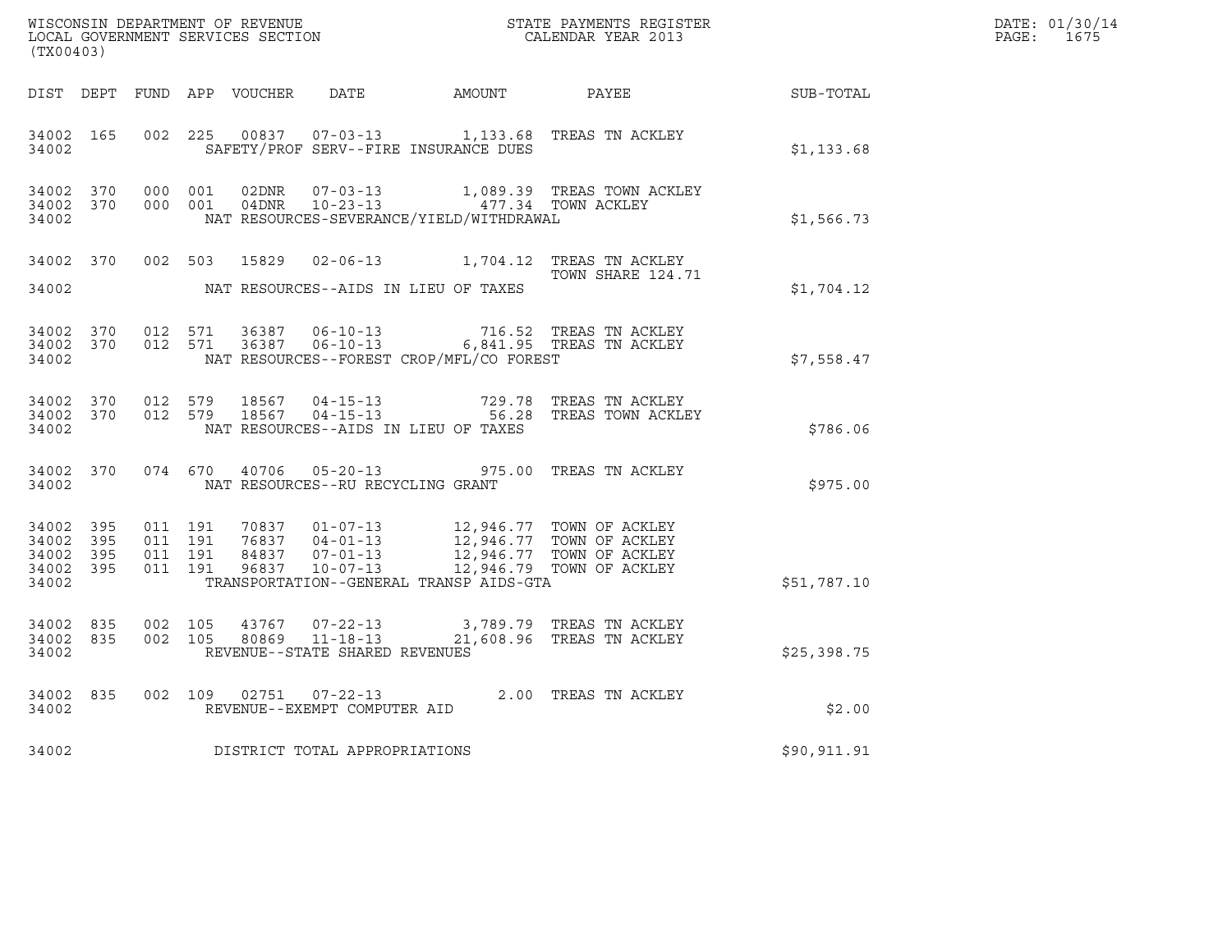WISCONSIN DEPARTMENT OF REVENUE
LOCAL GOVERNMENT SERVICES SECTION
(TX00403)

STATE PAYMENTS REGISTER
CALENDAR YEAR 2013

DATE: 01/30/14

| DIST | DEPT | FUND | APP | VOUCHER | DATE | AMOUNT | PAYEE | SUB-TOTAL |
|---|---|---|---|---|---|---|---|---|
| 34002 | 165 | 002 | 225 | 00837 | 07-03-13 | 1,133.68 | TREAS TN ACKLEY | |
| 34002 | | | | SAFETY/PROF SERV--FIRE INSURANCE DUES | | | | $1,133.68 |
| 34002 | 370 | 000 | 001 | 02DNR | 07-03-13 | 1,089.39 | TREAS TOWN ACKLEY | |
| 34002 | 370 | 000 | 001 | 04DNR | 10-23-13 | 477.34 | TOWN ACKLEY | |
| 34002 | | | | NAT RESOURCES-SEVERANCE/YIELD/WITHDRAWAL | | | | $1,566.73 |
| 34002 | 370 | 002 | 503 | 15829 | 02-06-13 | 1,704.12 | TREAS TN ACKLEY TOWN SHARE 124.71 | |
| 34002 | | | | NAT RESOURCES--AIDS IN LIEU OF TAXES | | | | $1,704.12 |
| 34002 | 370 | 012 | 571 | 36387 | 06-10-13 | 716.52 | TREAS TN ACKLEY | |
| 34002 | 370 | 012 | 571 | 36387 | 06-10-13 | 6,841.95 | TREAS TN ACKLEY | |
| 34002 | | | | NAT RESOURCES--FOREST CROP/MFL/CO FOREST | | | | $7,558.47 |
| 34002 | 370 | 012 | 579 | 18567 | 04-15-13 | 729.78 | TREAS TN ACKLEY | |
| 34002 | 370 | 012 | 579 | 18567 | 04-15-13 | 56.28 | TREAS TOWN ACKLEY | |
| 34002 | | | | NAT RESOURCES--AIDS IN LIEU OF TAXES | | | | $786.06 |
| 34002 | 370 | 074 | 670 | 40706 | 05-20-13 | 975.00 | TREAS TN ACKLEY | |
| 34002 | | | | NAT RESOURCES--RU RECYCLING GRANT | | | | $975.00 |
| 34002 | 395 | 011 | 191 | 70837 | 01-07-13 | 12,946.77 | TOWN OF ACKLEY | |
| 34002 | 395 | 011 | 191 | 76837 | 04-01-13 | 12,946.77 | TOWN OF ACKLEY | |
| 34002 | 395 | 011 | 191 | 84837 | 07-01-13 | 12,946.77 | TOWN OF ACKLEY | |
| 34002 | 395 | 011 | 191 | 96837 | 10-07-13 | 12,946.79 | TOWN OF ACKLEY | |
| 34002 | | | | TRANSPORTATION--GENERAL TRANSP AIDS-GTA | | | | $51,787.10 |
| 34002 | 835 | 002 | 105 | 43767 | 07-22-13 | 3,789.79 | TREAS TN ACKLEY | |
| 34002 | 835 | 002 | 105 | 80869 | 11-18-13 | 21,608.96 | TREAS TN ACKLEY | |
| 34002 | | | | REVENUE--STATE SHARED REVENUES | | | | $25,398.75 |
| 34002 | 835 | 002 | 109 | 02751 | 07-22-13 | 2.00 | TREAS TN ACKLEY | |
| 34002 | | | | REVENUE--EXEMPT COMPUTER AID | | | | $2.00 |
| 34002 | | | | DISTRICT TOTAL APPROPRIATIONS | | | | $90,911.91 |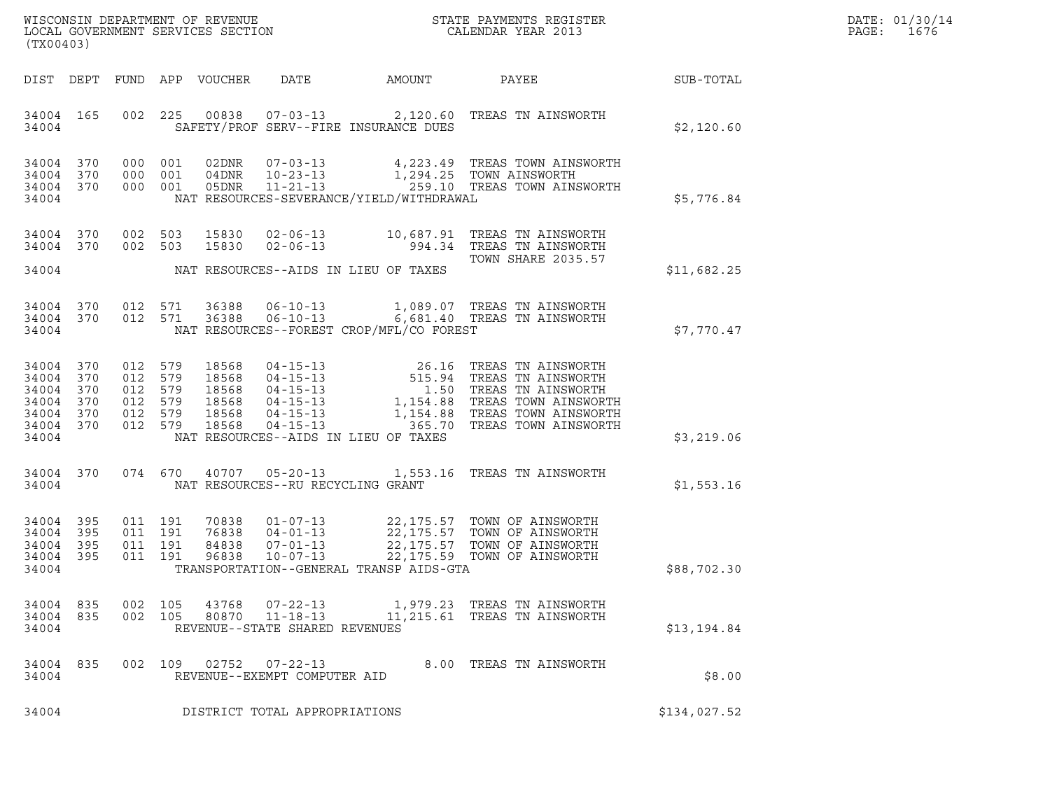WISCONSIN DEPARTMENT OF REVENUE
LOCAL GOVERNMENT SERVICES SECTION
(TX00403)

STATE PAYMENTS REGISTER
CALENDAR YEAR 2013

DATE: 01/30/14
PAGE: 1676

| DIST | DEPT | FUND | APP | VOUCHER | DATE | AMOUNT | PAYEE | SUB-TOTAL |
|---|---|---|---|---|---|---|---|---|
| 34004 | 165 | 002 | 225 | 00838 | 07-03-13 | 2,120.60 | TREAS TN AINSWORTH | |
| 34004 | | | | | SAFETY/PROF SERV--FIRE INSURANCE DUES | | | $2,120.60 |
| 34004 | 370 | 000 | 001 | 02DNR | 07-03-13 | 4,223.49 | TREAS TOWN AINSWORTH | |
| 34004 | 370 | 000 | 001 | 04DNR | 10-23-13 | 1,294.25 | TOWN AINSWORTH | |
| 34004 | 370 | 000 | 001 | 05DNR | 11-21-13 | 259.10 | TREAS TOWN AINSWORTH | |
| 34004 | | | | | NAT RESOURCES-SEVERANCE/YIELD/WITHDRAWAL | | | $5,776.84 |
| 34004 | 370 | 002 | 503 | 15830 | 02-06-13 | 10,687.91 | TREAS TN AINSWORTH | |
| 34004 | 370 | 002 | 503 | 15830 | 02-06-13 | 994.34 | TREAS TN AINSWORTH TOWN SHARE 2035.57 | |
| 34004 | | | | | NAT RESOURCES--AIDS IN LIEU OF TAXES | | | $11,682.25 |
| 34004 | 370 | 012 | 571 | 36388 | 06-10-13 | 1,089.07 | TREAS TN AINSWORTH | |
| 34004 | 370 | 012 | 571 | 36388 | 06-10-13 | 6,681.40 | TREAS TN AINSWORTH | |
| 34004 | | | | | NAT RESOURCES--FOREST CROP/MFL/CO FOREST | | | $7,770.47 |
| 34004 | 370 | 012 | 579 | 18568 | 04-15-13 | 26.16 | TREAS TN AINSWORTH | |
| 34004 | 370 | 012 | 579 | 18568 | 04-15-13 | 515.94 | TREAS TN AINSWORTH | |
| 34004 | 370 | 012 | 579 | 18568 | 04-15-13 | 1.50 | TREAS TN AINSWORTH | |
| 34004 | 370 | 012 | 579 | 18568 | 04-15-13 | 1,154.88 | TREAS TOWN AINSWORTH | |
| 34004 | 370 | 012 | 579 | 18568 | 04-15-13 | 1,154.88 | TREAS TOWN AINSWORTH | |
| 34004 | 370 | 012 | 579 | 18568 | 04-15-13 | 365.70 | TREAS TOWN AINSWORTH | |
| 34004 | | | | | NAT RESOURCES--AIDS IN LIEU OF TAXES | | | $3,219.06 |
| 34004 | 370 | 074 | 670 | 40707 | 05-20-13 | 1,553.16 | TREAS TN AINSWORTH | |
| 34004 | | | | | NAT RESOURCES--RU RECYCLING GRANT | | | $1,553.16 |
| 34004 | 395 | 011 | 191 | 70838 | 01-07-13 | 22,175.57 | TOWN OF AINSWORTH | |
| 34004 | 395 | 011 | 191 | 76838 | 04-01-13 | 22,175.57 | TOWN OF AINSWORTH | |
| 34004 | 395 | 011 | 191 | 84838 | 07-01-13 | 22,175.57 | TOWN OF AINSWORTH | |
| 34004 | 395 | 011 | 191 | 96838 | 10-07-13 | 22,175.59 | TOWN OF AINSWORTH | |
| 34004 | | | | | TRANSPORTATION--GENERAL TRANSP AIDS-GTA | | | $88,702.30 |
| 34004 | 835 | 002 | 105 | 43768 | 07-22-13 | 1,979.23 | TREAS TN AINSWORTH | |
| 34004 | 835 | 002 | 105 | 80870 | 11-18-13 | 11,215.61 | TREAS TN AINSWORTH | |
| 34004 | | | | | REVENUE--STATE SHARED REVENUES | | | $13,194.84 |
| 34004 | 835 | 002 | 109 | 02752 | 07-22-13 | 8.00 | TREAS TN AINSWORTH | |
| 34004 | | | | | REVENUE--EXEMPT COMPUTER AID | | | $8.00 |
| 34004 | | | | | DISTRICT TOTAL APPROPRIATIONS | | | $134,027.52 |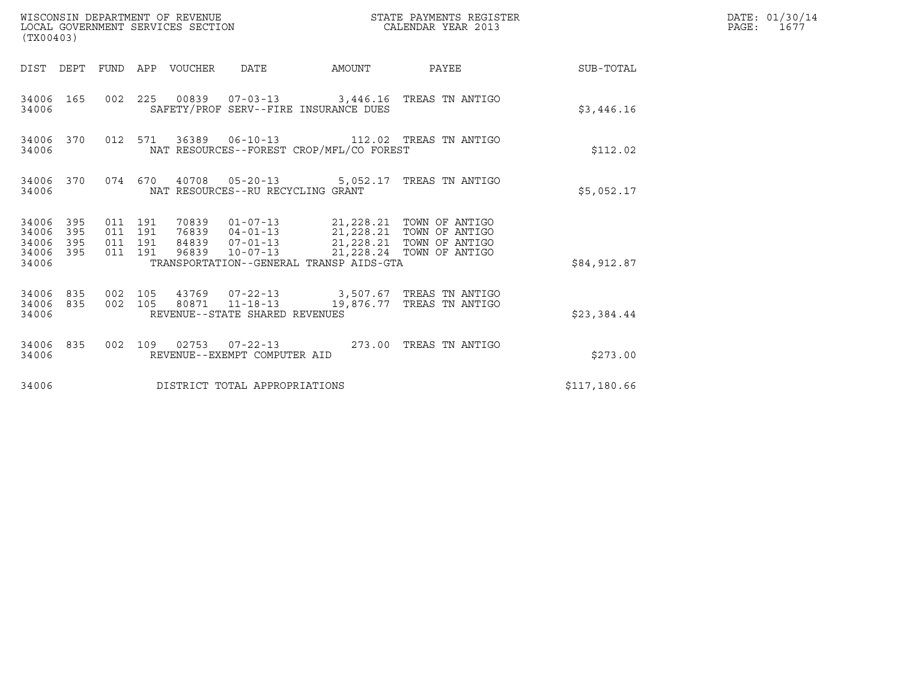WISCONSIN DEPARTMENT OF REVENUE
LOCAL GOVERNMENT SERVICES SECTION
(TX00403)

STATE PAYMENTS REGISTER
CALENDAR YEAR 2013

DATE: 01/30/14
PAGE: 1677

| DIST | DEPT | FUND | APP | VOUCHER | DATE | AMOUNT | PAYEE | SUB-TOTAL |
|---|---|---|---|---|---|---|---|---|
| 34006 | 165 | 002 | 225 | 00839 | 07-03-13 | 3,446.16 | TREAS TN ANTIGO | |
| 34006 | | | | SAFETY/PROF SERV--FIRE INSURANCE DUES | | | | $3,446.16 |
| 34006 | 370 | 012 | 571 | 36389 | 06-10-13 | 112.02 | TREAS TN ANTIGO | |
| 34006 | | | | NAT RESOURCES--FOREST CROP/MFL/CO FOREST | | | | $112.02 |
| 34006 | 370 | 074 | 670 | 40708 | 05-20-13 | 5,052.17 | TREAS TN ANTIGO | |
| 34006 | | | | NAT RESOURCES--RU RECYCLING GRANT | | | | $5,052.17 |
| 34006 | 395 | 011 | 191 | 70839 | 01-07-13 | 21,228.21 | TOWN OF ANTIGO | |
| 34006 | 395 | 011 | 191 | 76839 | 04-01-13 | 21,228.21 | TOWN OF ANTIGO | |
| 34006 | 395 | 011 | 191 | 84839 | 07-01-13 | 21,228.21 | TOWN OF ANTIGO | |
| 34006 | 395 | 011 | 191 | 96839 | 10-07-13 | 21,228.24 | TOWN OF ANTIGO | |
| 34006 | | | | TRANSPORTATION--GENERAL TRANSP AIDS-GTA | | | | $84,912.87 |
| 34006 | 835 | 002 | 105 | 43769 | 07-22-13 | 3,507.67 | TREAS TN ANTIGO | |
| 34006 | 835 | 002 | 105 | 80871 | 11-18-13 | 19,876.77 | TREAS TN ANTIGO | |
| 34006 | | | | REVENUE--STATE SHARED REVENUES | | | | $23,384.44 |
| 34006 | 835 | 002 | 109 | 02753 | 07-22-13 | 273.00 | TREAS TN ANTIGO | |
| 34006 | | | | REVENUE--EXEMPT COMPUTER AID | | | | $273.00 |
| 34006 | | | | DISTRICT TOTAL APPROPRIATIONS | | | | $117,180.66 |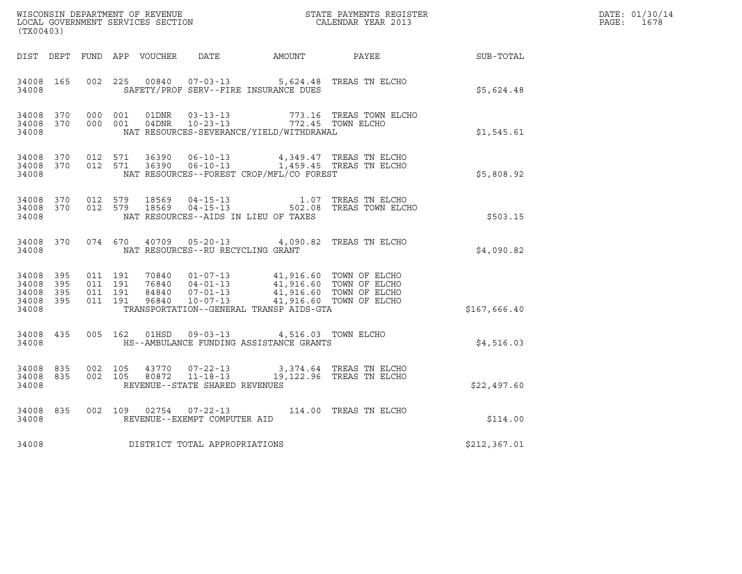WISCONSIN DEPARTMENT OF REVENUE
LOCAL GOVERNMENT SERVICES SECTION
(TX00403)

STATE PAYMENTS REGISTER
CALENDAR YEAR 2013

DATE: 01/30/14
PAGE: 1678

| DIST | DEPT | FUND | APP | VOUCHER | DATE | AMOUNT | PAYEE | SUB-TOTAL |
|---|---|---|---|---|---|---|---|---|
| 34008 | 165 | 002 | 225 | 00840 | 07-03-13 | 5,624.48 | TREAS TN ELCHO | |
| 34008 | | | | SAFETY/PROF SERV--FIRE INSURANCE DUES | | | | $5,624.48 |
| 34008 | 370 | 000 | 001 | 01DNR | 03-13-13 | 773.16 | TREAS TOWN ELCHO | |
| 34008 | 370 | 000 | 001 | 04DNR | 10-23-13 | 772.45 | TOWN ELCHO | |
| 34008 | | | | NAT RESOURCES-SEVERANCE/YIELD/WITHDRAWAL | | | | $1,545.61 |
| 34008 | 370 | 012 | 571 | 36390 | 06-10-13 | 4,349.47 | TREAS TN ELCHO | |
| 34008 | 370 | 012 | 571 | 36390 | 06-10-13 | 1,459.45 | TREAS TN ELCHO | |
| 34008 | | | | NAT RESOURCES--FOREST CROP/MFL/CO FOREST | | | | $5,808.92 |
| 34008 | 370 | 012 | 579 | 18569 | 04-15-13 | 1.07 | TREAS TN ELCHO | |
| 34008 | 370 | 012 | 579 | 18569 | 04-15-13 | 502.08 | TREAS TOWN ELCHO | |
| 34008 | | | | NAT RESOURCES--AIDS IN LIEU OF TAXES | | | | $503.15 |
| 34008 | 370 | 074 | 670 | 40709 | 05-20-13 | 4,090.82 | TREAS TN ELCHO | |
| 34008 | | | | NAT RESOURCES--RU RECYCLING GRANT | | | | $4,090.82 |
| 34008 | 395 | 011 | 191 | 70840 | 01-07-13 | 41,916.60 | TOWN OF ELCHO | |
| 34008 | 395 | 011 | 191 | 76840 | 04-01-13 | 41,916.60 | TOWN OF ELCHO | |
| 34008 | 395 | 011 | 191 | 84840 | 07-01-13 | 41,916.60 | TOWN OF ELCHO | |
| 34008 | 395 | 011 | 191 | 96840 | 10-07-13 | 41,916.60 | TOWN OF ELCHO | |
| 34008 | | | | TRANSPORTATION--GENERAL TRANSP AIDS-GTA | | | | $167,666.40 |
| 34008 | 435 | 005 | 162 | 01HSD | 09-03-13 | 4,516.03 | TOWN ELCHO | |
| 34008 | | | | HS--AMBULANCE FUNDING ASSISTANCE GRANTS | | | | $4,516.03 |
| 34008 | 835 | 002 | 105 | 43770 | 07-22-13 | 3,374.64 | TREAS TN ELCHO | |
| 34008 | 835 | 002 | 105 | 80872 | 11-18-13 | 19,122.96 | TREAS TN ELCHO | |
| 34008 | | | | REVENUE--STATE SHARED REVENUES | | | | $22,497.60 |
| 34008 | 835 | 002 | 109 | 02754 | 07-22-13 | 114.00 | TREAS TN ELCHO | |
| 34008 | | | | REVENUE--EXEMPT COMPUTER AID | | | | $114.00 |
| 34008 | | | | DISTRICT TOTAL APPROPRIATIONS | | | | $212,367.01 |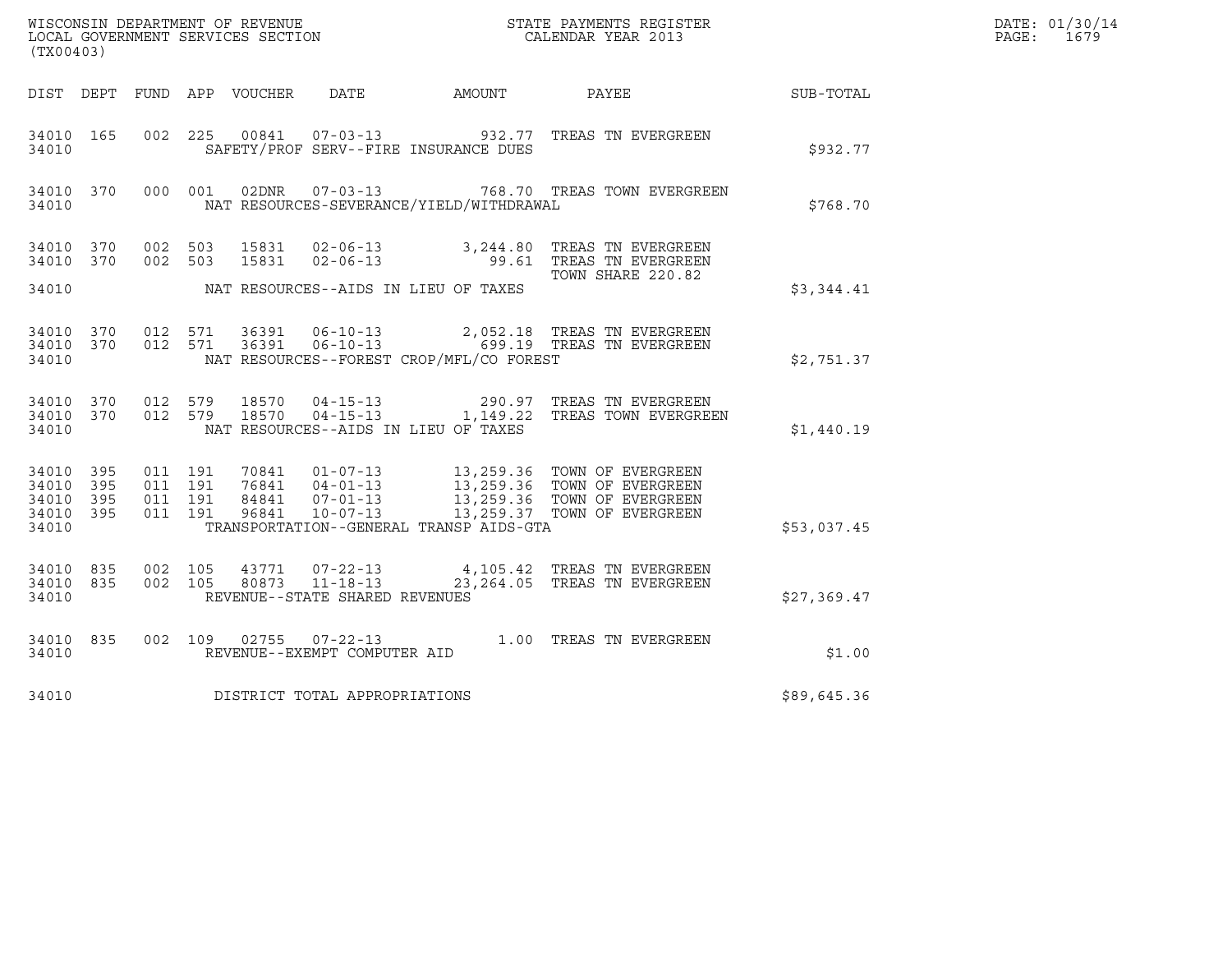WISCONSIN DEPARTMENT OF REVENUE
LOCAL GOVERNMENT SERVICES SECTION
(TX00403)

STATE PAYMENTS REGISTER
CALENDAR YEAR 2013

DATE: 01/30/14
PAGE: 1679

| DIST | DEPT | FUND | APP | VOUCHER | DATE | AMOUNT | PAYEE | SUB-TOTAL |
|---|---|---|---|---|---|---|---|---|
| 34010 | 165 | 002 | 225 | 00841 | 07-03-13 | 932.77 | TREAS TN EVERGREEN | |
| 34010 | | | | | SAFETY/PROF SERV--FIRE INSURANCE DUES | | | $932.77 |
| 34010 | 370 | 000 | 001 | 02DNR | 07-03-13 | 768.70 | TREAS TOWN EVERGREEN | |
| 34010 | | | | | NAT RESOURCES-SEVERANCE/YIELD/WITHDRAWAL | | | $768.70 |
| 34010 | 370 | 002 | 503 | 15831 | 02-06-13 | 3,244.80 | TREAS TN EVERGREEN | |
| 34010 | 370 | 002 | 503 | 15831 | 02-06-13 | 99.61 | TREAS TN EVERGREEN TOWN SHARE 220.82 | |
| 34010 | | | | | NAT RESOURCES--AIDS IN LIEU OF TAXES | | | $3,344.41 |
| 34010 | 370 | 012 | 571 | 36391 | 06-10-13 | 2,052.18 | TREAS TN EVERGREEN | |
| 34010 | 370 | 012 | 571 | 36391 | 06-10-13 | 699.19 | TREAS TN EVERGREEN | |
| 34010 | | | | | NAT RESOURCES--FOREST CROP/MFL/CO FOREST | | | $2,751.37 |
| 34010 | 370 | 012 | 579 | 18570 | 04-15-13 | 290.97 | TREAS TN EVERGREEN | |
| 34010 | 370 | 012 | 579 | 18570 | 04-15-13 | 1,149.22 | TREAS TOWN EVERGREEN | |
| 34010 | | | | | NAT RESOURCES--AIDS IN LIEU OF TAXES | | | $1,440.19 |
| 34010 | 395 | 011 | 191 | 70841 | 01-07-13 | 13,259.36 | TOWN OF EVERGREEN | |
| 34010 | 395 | 011 | 191 | 76841 | 04-01-13 | 13,259.36 | TOWN OF EVERGREEN | |
| 34010 | 395 | 011 | 191 | 84841 | 07-01-13 | 13,259.36 | TOWN OF EVERGREEN | |
| 34010 | 395 | 011 | 191 | 96841 | 10-07-13 | 13,259.37 | TOWN OF EVERGREEN | |
| 34010 | | | | | TRANSPORTATION--GENERAL TRANSP AIDS-GTA | | | $53,037.45 |
| 34010 | 835 | 002 | 105 | 43771 | 07-22-13 | 4,105.42 | TREAS TN EVERGREEN | |
| 34010 | 835 | 002 | 105 | 80873 | 11-18-13 | 23,264.05 | TREAS TN EVERGREEN | |
| 34010 | | | | | REVENUE--STATE SHARED REVENUES | | | $27,369.47 |
| 34010 | 835 | 002 | 109 | 02755 | 07-22-13 | 1.00 | TREAS TN EVERGREEN | |
| 34010 | | | | | REVENUE--EXEMPT COMPUTER AID | | | $1.00 |
| 34010 | | | | | DISTRICT TOTAL APPROPRIATIONS | | | $89,645.36 |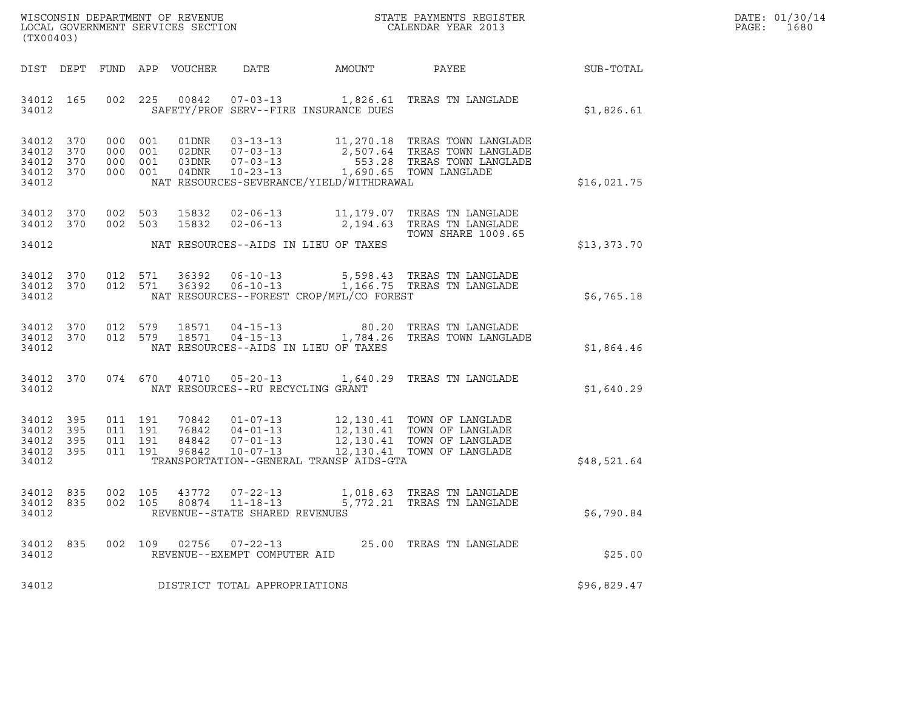WISCONSIN DEPARTMENT OF REVENUE
LOCAL GOVERNMENT SERVICES SECTION
(TX00403)

STATE PAYMENTS REGISTER
CALENDAR YEAR 2013

DATE: 01/30/14

| DIST | DEPT | FUND | APP | VOUCHER | DATE | AMOUNT | PAYEE | SUB-TOTAL |
|---|---|---|---|---|---|---|---|---|
| 34012 | 165 | 002 | 225 | 00842 | 07-03-13 | 1,826.61 | TREAS TN LANGLADE | |
| 34012 | | | | | SAFETY/PROF SERV--FIRE INSURANCE DUES | | | $1,826.61 |
| 34012 | 370 | 000 | 001 | 01DNR | 03-13-13 | 11,270.18 | TREAS TOWN LANGLADE | |
| 34012 | 370 | 000 | 001 | 02DNR | 07-03-13 | 2,507.64 | TREAS TOWN LANGLADE | |
| 34012 | 370 | 000 | 001 | 03DNR | 07-03-13 | 553.28 | TREAS TOWN LANGLADE | |
| 34012 | 370 | 000 | 001 | 04DNR | 10-23-13 | 1,690.65 | TOWN LANGLADE | |
| 34012 | | | | | NAT RESOURCES-SEVERANCE/YIELD/WITHDRAWAL | | | $16,021.75 |
| 34012 | 370 | 002 | 503 | 15832 | 02-06-13 | 11,179.07 | TREAS TN LANGLADE | |
| 34012 | 370 | 002 | 503 | 15832 | 02-06-13 | 2,194.63 | TREAS TN LANGLADE TOWN SHARE 1009.65 | |
| 34012 | | | | | NAT RESOURCES--AIDS IN LIEU OF TAXES | | | $13,373.70 |
| 34012 | 370 | 012 | 571 | 36392 | 06-10-13 | 5,598.43 | TREAS TN LANGLADE | |
| 34012 | 370 | 012 | 571 | 36392 | 06-10-13 | 1,166.75 | TREAS TN LANGLADE | |
| 34012 | | | | | NAT RESOURCES--FOREST CROP/MFL/CO FOREST | | | $6,765.18 |
| 34012 | 370 | 012 | 579 | 18571 | 04-15-13 | 80.20 | TREAS TN LANGLADE | |
| 34012 | 370 | 012 | 579 | 18571 | 04-15-13 | 1,784.26 | TREAS TOWN LANGLADE | |
| 34012 | | | | | NAT RESOURCES--AIDS IN LIEU OF TAXES | | | $1,864.46 |
| 34012 | 370 | 074 | 670 | 40710 | 05-20-13 | 1,640.29 | TREAS TN LANGLADE | |
| 34012 | | | | | NAT RESOURCES--RU RECYCLING GRANT | | | $1,640.29 |
| 34012 | 395 | 011 | 191 | 70842 | 01-07-13 | 12,130.41 | TOWN OF LANGLADE | |
| 34012 | 395 | 011 | 191 | 76842 | 04-01-13 | 12,130.41 | TOWN OF LANGLADE | |
| 34012 | 395 | 011 | 191 | 84842 | 07-01-13 | 12,130.41 | TOWN OF LANGLADE | |
| 34012 | 395 | 011 | 191 | 96842 | 10-07-13 | 12,130.41 | TOWN OF LANGLADE | |
| 34012 | | | | | TRANSPORTATION--GENERAL TRANSP AIDS-GTA | | | $48,521.64 |
| 34012 | 835 | 002 | 105 | 43772 | 07-22-13 | 1,018.63 | TREAS TN LANGLADE | |
| 34012 | 835 | 002 | 105 | 80874 | 11-18-13 | 5,772.21 | TREAS TN LANGLADE | |
| 34012 | | | | | REVENUE--STATE SHARED REVENUES | | | $6,790.84 |
| 34012 | 835 | 002 | 109 | 02756 | 07-22-13 | 25.00 | TREAS TN LANGLADE | |
| 34012 | | | | | REVENUE--EXEMPT COMPUTER AID | | | $25.00 |
| 34012 | | | | | DISTRICT TOTAL APPROPRIATIONS | | | $96,829.47 |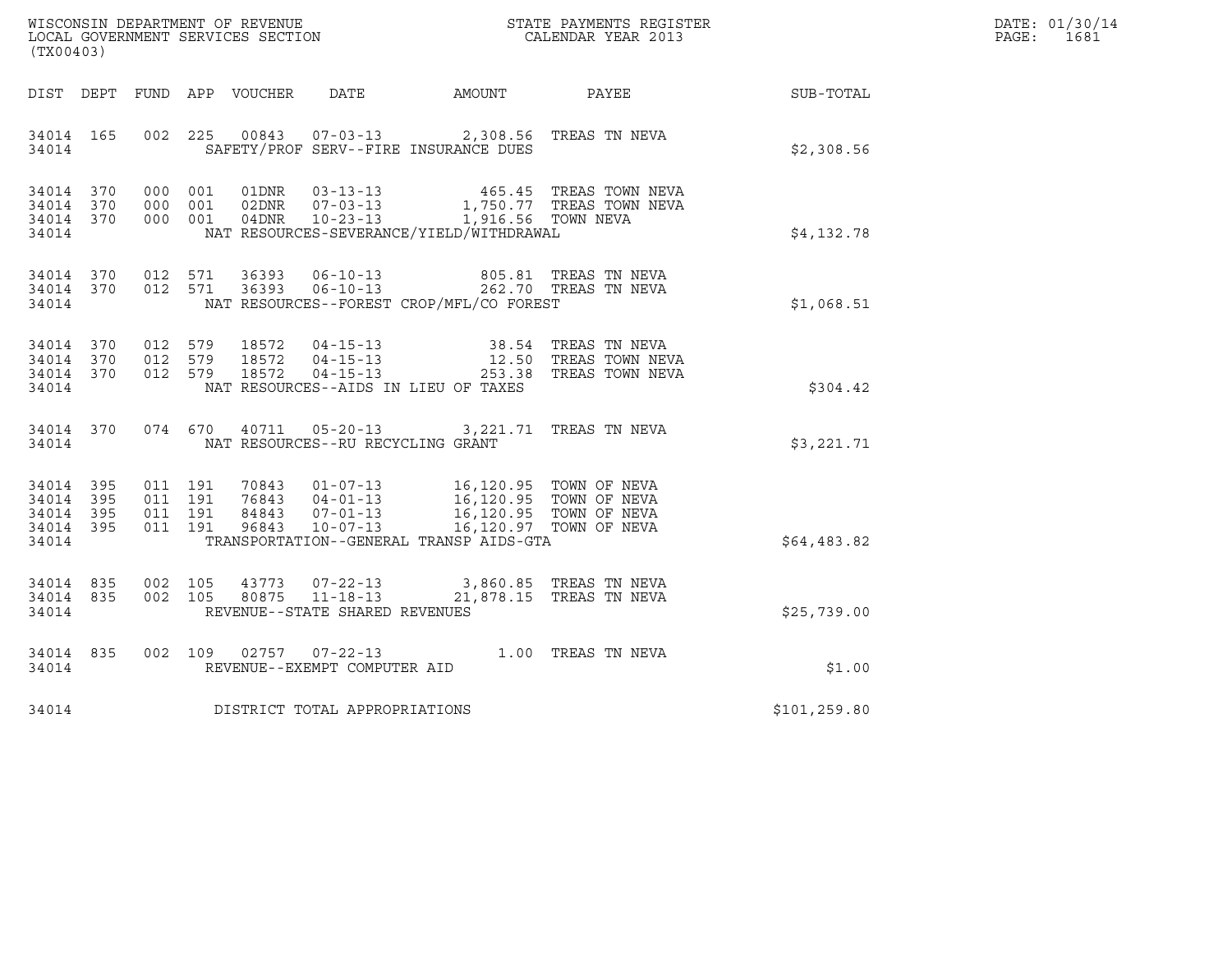WISCONSIN DEPARTMENT OF REVENUE
LOCAL GOVERNMENT SERVICES SECTION
(TX00403)

STATE PAYMENTS REGISTER
CALENDAR YEAR 2013

DATE: 01/30/14
PAGE: 1681

| DIST | DEPT | FUND | APP | VOUCHER | DATE | AMOUNT | PAYEE | SUB-TOTAL |
|---|---|---|---|---|---|---|---|---|
| 34014 | 165 | 002 | 225 | 00843 | 07-03-13 | 2,308.56 | TREAS TN NEVA | |
| 34014 | | | | SAFETY/PROF SERV--FIRE INSURANCE DUES | | | | $2,308.56 |
| 34014 | 370 | 000 | 001 | 01DNR | 03-13-13 | 465.45 | TREAS TOWN NEVA | |
| 34014 | 370 | 000 | 001 | 02DNR | 07-03-13 | 1,750.77 | TREAS TOWN NEVA | |
| 34014 | 370 | 000 | 001 | 04DNR | 10-23-13 | 1,916.56 | TOWN NEVA | |
| 34014 | | | | NAT RESOURCES-SEVERANCE/YIELD/WITHDRAWAL | | | | $4,132.78 |
| 34014 | 370 | 012 | 571 | 36393 | 06-10-13 | 805.81 | TREAS TN NEVA | |
| 34014 | 370 | 012 | 571 | 36393 | 06-10-13 | 262.70 | TREAS TN NEVA | |
| 34014 | | | | NAT RESOURCES--FOREST CROP/MFL/CO FOREST | | | | $1,068.51 |
| 34014 | 370 | 012 | 579 | 18572 | 04-15-13 | 38.54 | TREAS TN NEVA | |
| 34014 | 370 | 012 | 579 | 18572 | 04-15-13 | 12.50 | TREAS TOWN NEVA | |
| 34014 | 370 | 012 | 579 | 18572 | 04-15-13 | 253.38 | TREAS TOWN NEVA | |
| 34014 | | | | NAT RESOURCES--AIDS IN LIEU OF TAXES | | | | $304.42 |
| 34014 | 370 | 074 | 670 | 40711 | 05-20-13 | 3,221.71 | TREAS TN NEVA | |
| 34014 | | | | NAT RESOURCES--RU RECYCLING GRANT | | | | $3,221.71 |
| 34014 | 395 | 011 | 191 | 70843 | 01-07-13 | 16,120.95 | TOWN OF NEVA | |
| 34014 | 395 | 011 | 191 | 76843 | 04-01-13 | 16,120.95 | TOWN OF NEVA | |
| 34014 | 395 | 011 | 191 | 84843 | 07-01-13 | 16,120.95 | TOWN OF NEVA | |
| 34014 | 395 | 011 | 191 | 96843 | 10-07-13 | 16,120.97 | TOWN OF NEVA | |
| 34014 | | | | TRANSPORTATION--GENERAL TRANSP AIDS-GTA | | | | $64,483.82 |
| 34014 | 835 | 002 | 105 | 43773 | 07-22-13 | 3,860.85 | TREAS TN NEVA | |
| 34014 | 835 | 002 | 105 | 80875 | 11-18-13 | 21,878.15 | TREAS TN NEVA | |
| 34014 | | | | REVENUE--STATE SHARED REVENUES | | | | $25,739.00 |
| 34014 | 835 | 002 | 109 | 02757 | 07-22-13 | 1.00 | TREAS TN NEVA | |
| 34014 | | | | REVENUE--EXEMPT COMPUTER AID | | | | $1.00 |
| 34014 | | | | DISTRICT TOTAL APPROPRIATIONS | | | | $101,259.80 |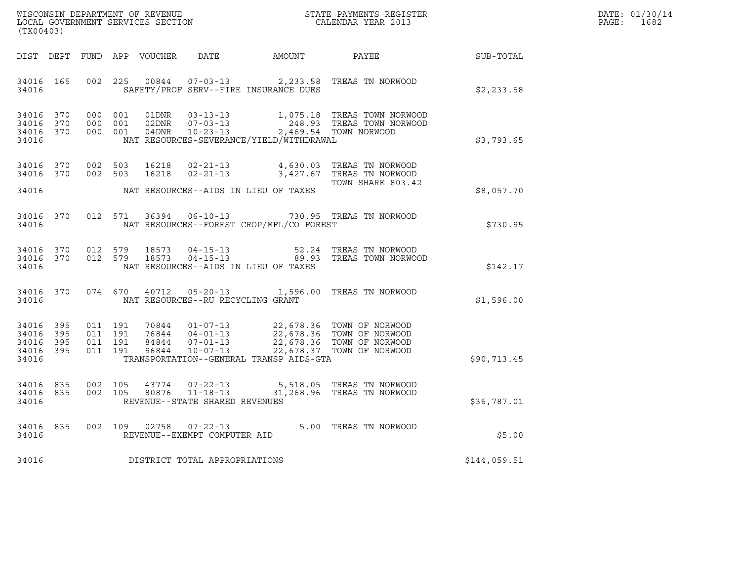WISCONSIN DEPARTMENT OF REVENUE
LOCAL GOVERNMENT SERVICES SECTION
(TX00403)

STATE PAYMENTS REGISTER
CALENDAR YEAR 2013

DATE: 01/30/14
PAGE: 1682

| DIST | DEPT | FUND | APP | VOUCHER | DATE | AMOUNT | PAYEE | SUB-TOTAL |
|---|---|---|---|---|---|---|---|---|
| 34016 | 165 | 002 | 225 | 00844 | 07-03-13 | 2,233.58 | TREAS TN NORWOOD | |
| 34016 | | | | | SAFETY/PROF SERV--FIRE INSURANCE DUES | | | $2,233.58 |
| 34016 | 370 | 000 | 001 | 01DNR | 03-13-13 | 1,075.18 | TREAS TOWN NORWOOD | |
| 34016 | 370 | 000 | 001 | 02DNR | 07-03-13 | 248.93 | TREAS TOWN NORWOOD | |
| 34016 | 370 | 000 | 001 | 04DNR | 10-23-13 | 2,469.54 | TOWN NORWOOD | |
| 34016 | | | | | NAT RESOURCES-SEVERANCE/YIELD/WITHDRAWAL | | | $3,793.65 |
| 34016 | 370 | 002 | 503 | 16218 | 02-21-13 | 4,630.03 | TREAS TN NORWOOD | |
| 34016 | 370 | 002 | 503 | 16218 | 02-21-13 | 3,427.67 | TREAS TN NORWOOD TOWN SHARE 803.42 | |
| 34016 | | | | | NAT RESOURCES--AIDS IN LIEU OF TAXES | | | $8,057.70 |
| 34016 | 370 | 012 | 571 | 36394 | 06-10-13 | 730.95 | TREAS TN NORWOOD | |
| 34016 | | | | | NAT RESOURCES--FOREST CROP/MFL/CO FOREST | | | $730.95 |
| 34016 | 370 | 012 | 579 | 18573 | 04-15-13 | 52.24 | TREAS TN NORWOOD | |
| 34016 | 370 | 012 | 579 | 18573 | 04-15-13 | 89.93 | TREAS TOWN NORWOOD | |
| 34016 | | | | | NAT RESOURCES--AIDS IN LIEU OF TAXES | | | $142.17 |
| 34016 | 370 | 074 | 670 | 40712 | 05-20-13 | 1,596.00 | TREAS TN NORWOOD | |
| 34016 | | | | | NAT RESOURCES--RU RECYCLING GRANT | | | $1,596.00 |
| 34016 | 395 | 011 | 191 | 70844 | 01-07-13 | 22,678.36 | TOWN OF NORWOOD | |
| 34016 | 395 | 011 | 191 | 76844 | 04-01-13 | 22,678.36 | TOWN OF NORWOOD | |
| 34016 | 395 | 011 | 191 | 84844 | 07-01-13 | 22,678.36 | TOWN OF NORWOOD | |
| 34016 | 395 | 011 | 191 | 96844 | 10-07-13 | 22,678.37 | TOWN OF NORWOOD | |
| 34016 | | | | | TRANSPORTATION--GENERAL TRANSP AIDS-GTA | | | $90,713.45 |
| 34016 | 835 | 002 | 105 | 43774 | 07-22-13 | 5,518.05 | TREAS TN NORWOOD | |
| 34016 | 835 | 002 | 105 | 80876 | 11-18-13 | 31,268.96 | TREAS TN NORWOOD | |
| 34016 | | | | | REVENUE--STATE SHARED REVENUES | | | $36,787.01 |
| 34016 | 835 | 002 | 109 | 02758 | 07-22-13 | 5.00 | TREAS TN NORWOOD | |
| 34016 | | | | | REVENUE--EXEMPT COMPUTER AID | | | $5.00 |
| 34016 | | | | | DISTRICT TOTAL APPROPRIATIONS | | | $144,059.51 |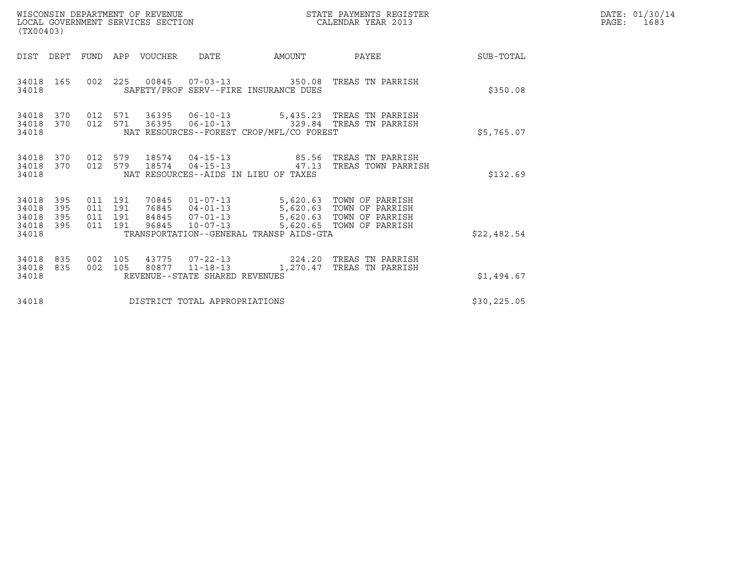WISCONSIN DEPARTMENT OF REVENUE
LOCAL GOVERNMENT SERVICES SECTION
(TX00403)

STATE PAYMENTS REGISTER
CALENDAR YEAR 2013

DATE: 01/30/14
PAGE: 1683

| DIST | DEPT | FUND | APP | VOUCHER | DATE | AMOUNT | PAYEE | SUB-TOTAL |
|---|---|---|---|---|---|---|---|---|
| 34018 | 165 | 002 | 225 | 00845 | 07-03-13 | 350.08 | TREAS TN PARRISH | |
| 34018 | | | | | SAFETY/PROF SERV--FIRE INSURANCE DUES | | | $350.08 |
| 34018 | 370 | 012 | 571 | 36395 | 06-10-13 | 5,435.23 | TREAS TN PARRISH | |
| 34018 | 370 | 012 | 571 | 36395 | 06-10-13 | 329.84 | TREAS TN PARRISH | |
| 34018 | | | | | NAT RESOURCES--FOREST CROP/MFL/CO FOREST | | | $5,765.07 |
| 34018 | 370 | 012 | 579 | 18574 | 04-15-13 | 85.56 | TREAS TN PARRISH | |
| 34018 | 370 | 012 | 579 | 18574 | 04-15-13 | 47.13 | TREAS TOWN PARRISH | |
| 34018 | | | | | NAT RESOURCES--AIDS IN LIEU OF TAXES | | | $132.69 |
| 34018 | 395 | 011 | 191 | 70845 | 01-07-13 | 5,620.63 | TOWN OF PARRISH | |
| 34018 | 395 | 011 | 191 | 76845 | 04-01-13 | 5,620.63 | TOWN OF PARRISH | |
| 34018 | 395 | 011 | 191 | 84845 | 07-01-13 | 5,620.63 | TOWN OF PARRISH | |
| 34018 | 395 | 011 | 191 | 96845 | 10-07-13 | 5,620.65 | TOWN OF PARRISH | |
| 34018 | | | | | TRANSPORTATION--GENERAL TRANSP AIDS-GTA | | | $22,482.54 |
| 34018 | 835 | 002 | 105 | 43775 | 07-22-13 | 224.20 | TREAS TN PARRISH | |
| 34018 | 835 | 002 | 105 | 80877 | 11-18-13 | 1,270.47 | TREAS TN PARRISH | |
| 34018 | | | | | REVENUE--STATE SHARED REVENUES | | | $1,494.67 |
| 34018 | | | | | DISTRICT TOTAL APPROPRIATIONS | | | $30,225.05 |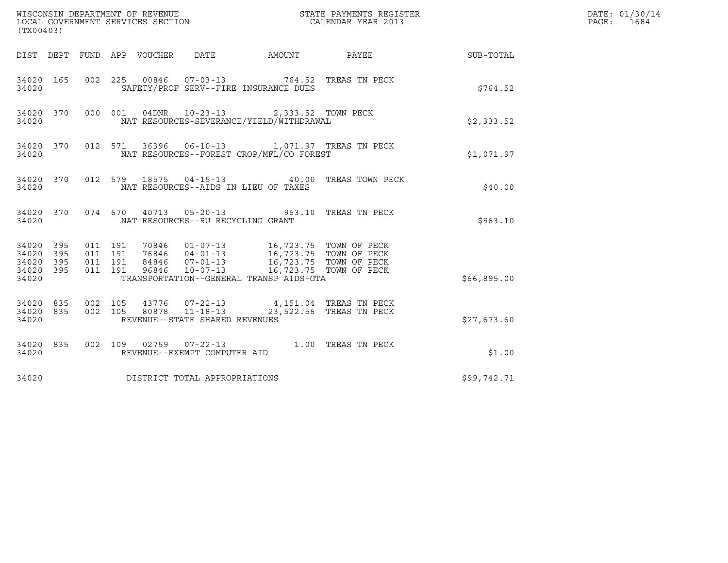WISCONSIN DEPARTMENT OF REVENUE
LOCAL GOVERNMENT SERVICES SECTION
(TX00403)

STATE PAYMENTS REGISTER
CALENDAR YEAR 2013

DATE: 01/30/14
PAGE: 1684

| DIST | DEPT | FUND | APP | VOUCHER | DATE | AMOUNT | PAYEE | SUB-TOTAL |
|---|---|---|---|---|---|---|---|---|
| 34020 | 165 | 002 | 225 | 00846 | 07-03-13 | 764.52 | TREAS TN PECK | |
| 34020 | | | | | SAFETY/PROF SERV--FIRE INSURANCE DUES | | | $764.52 |
| 34020 | 370 | 000 | 001 | 04DNR | 10-23-13 | 2,333.52 | TOWN PECK | |
| 34020 | | | | | NAT RESOURCES-SEVERANCE/YIELD/WITHDRAWAL | | | $2,333.52 |
| 34020 | 370 | 012 | 571 | 36396 | 06-10-13 | 1,071.97 | TREAS TN PECK | |
| 34020 | | | | | NAT RESOURCES--FOREST CROP/MFL/CO FOREST | | | $1,071.97 |
| 34020 | 370 | 012 | 579 | 18575 | 04-15-13 | 40.00 | TREAS TOWN PECK | |
| 34020 | | | | | NAT RESOURCES--AIDS IN LIEU OF TAXES | | | $40.00 |
| 34020 | 370 | 074 | 670 | 40713 | 05-20-13 | 963.10 | TREAS TN PECK | |
| 34020 | | | | | NAT RESOURCES--RU RECYCLING GRANT | | | $963.10 |
| 34020 | 395 | 011 | 191 | 70846 | 01-07-13 | 16,723.75 | TOWN OF PECK | |
| 34020 | 395 | 011 | 191 | 76846 | 04-01-13 | 16,723.75 | TOWN OF PECK | |
| 34020 | 395 | 011 | 191 | 84846 | 07-01-13 | 16,723.75 | TOWN OF PECK | |
| 34020 | 395 | 011 | 191 | 96846 | 10-07-13 | 16,723.75 | TOWN OF PECK | |
| 34020 | | | | | TRANSPORTATION--GENERAL TRANSP AIDS-GTA | | | $66,895.00 |
| 34020 | 835 | 002 | 105 | 43776 | 07-22-13 | 4,151.04 | TREAS TN PECK | |
| 34020 | 835 | 002 | 105 | 80878 | 11-18-13 | 23,522.56 | TREAS TN PECK | |
| 34020 | | | | | REVENUE--STATE SHARED REVENUES | | | $27,673.60 |
| 34020 | 835 | 002 | 109 | 02759 | 07-22-13 | 1.00 | TREAS TN PECK | |
| 34020 | | | | | REVENUE--EXEMPT COMPUTER AID | | | $1.00 |
| 34020 | | | | | DISTRICT TOTAL APPROPRIATIONS | | | $99,742.71 |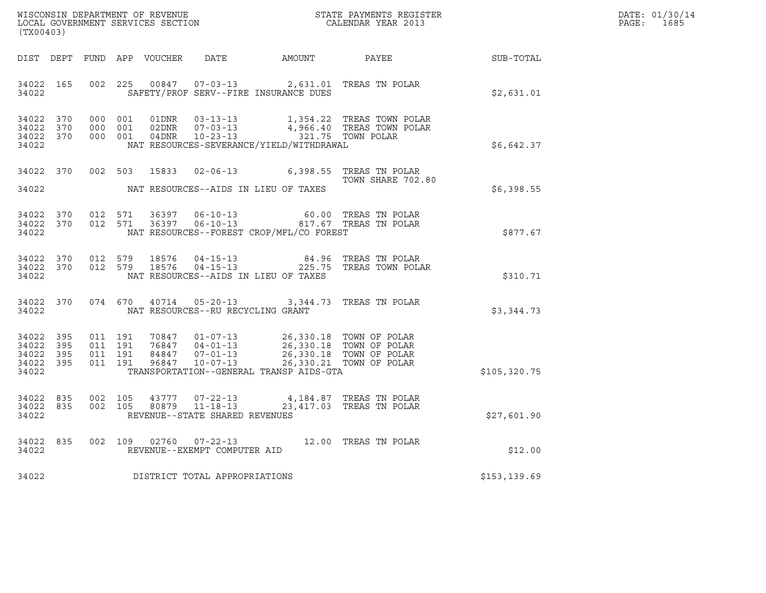WISCONSIN DEPARTMENT OF REVENUE
LOCAL GOVERNMENT SERVICES SECTION
(TX00403)

STATE PAYMENTS REGISTER
CALENDAR YEAR 2013

DATE: 01/30/14
PAGE: 1685

| DIST | DEPT | FUND | APP | VOUCHER | DATE | AMOUNT | PAYEE | SUB-TOTAL |
|---|---|---|---|---|---|---|---|---|
| 34022 | 165 | 002 | 225 | 00847 | 07-03-13 | 2,631.01 | TREAS TN POLAR | |
| 34022 | | | | | SAFETY/PROF SERV--FIRE INSURANCE DUES | | | $2,631.01 |
| 34022 | 370 | 000 | 001 | 01DNR | 03-13-13 | 1,354.22 | TREAS TOWN POLAR | |
| 34022 | 370 | 000 | 001 | 02DNR | 07-03-13 | 4,966.40 | TREAS TOWN POLAR | |
| 34022 | 370 | 000 | 001 | 04DNR | 10-23-13 | 321.75 | TOWN POLAR | |
| 34022 | | | | | NAT RESOURCES-SEVERANCE/YIELD/WITHDRAWAL | | | $6,642.37 |
| 34022 | 370 | 002 | 503 | 15833 | 02-06-13 | 6,398.55 | TREAS TN POLAR TOWN SHARE 702.80 | |
| 34022 | | | | | NAT RESOURCES--AIDS IN LIEU OF TAXES | | | $6,398.55 |
| 34022 | 370 | 012 | 571 | 36397 | 06-10-13 | 60.00 | TREAS TN POLAR | |
| 34022 | 370 | 012 | 571 | 36397 | 06-10-13 | 817.67 | TREAS TN POLAR | |
| 34022 | | | | | NAT RESOURCES--FOREST CROP/MFL/CO FOREST | | | $877.67 |
| 34022 | 370 | 012 | 579 | 18576 | 04-15-13 | 84.96 | TREAS TN POLAR | |
| 34022 | 370 | 012 | 579 | 18576 | 04-15-13 | 225.75 | TREAS TOWN POLAR | |
| 34022 | | | | | NAT RESOURCES--AIDS IN LIEU OF TAXES | | | $310.71 |
| 34022 | 370 | 074 | 670 | 40714 | 05-20-13 | 3,344.73 | TREAS TN POLAR | |
| 34022 | | | | | NAT RESOURCES--RU RECYCLING GRANT | | | $3,344.73 |
| 34022 | 395 | 011 | 191 | 70847 | 01-07-13 | 26,330.18 | TOWN OF POLAR | |
| 34022 | 395 | 011 | 191 | 76847 | 04-01-13 | 26,330.18 | TOWN OF POLAR | |
| 34022 | 395 | 011 | 191 | 84847 | 07-01-13 | 26,330.18 | TOWN OF POLAR | |
| 34022 | 395 | 011 | 191 | 96847 | 10-07-13 | 26,330.21 | TOWN OF POLAR | |
| 34022 | | | | | TRANSPORTATION--GENERAL TRANSP AIDS-GTA | | | $105,320.75 |
| 34022 | 835 | 002 | 105 | 43777 | 07-22-13 | 4,184.87 | TREAS TN POLAR | |
| 34022 | 835 | 002 | 105 | 80879 | 11-18-13 | 23,417.03 | TREAS TN POLAR | |
| 34022 | | | | | REVENUE--STATE SHARED REVENUES | | | $27,601.90 |
| 34022 | 835 | 002 | 109 | 02760 | 07-22-13 | 12.00 | TREAS TN POLAR | |
| 34022 | | | | | REVENUE--EXEMPT COMPUTER AID | | | $12.00 |
| 34022 | | | | | DISTRICT TOTAL APPROPRIATIONS | | | $153,139.69 |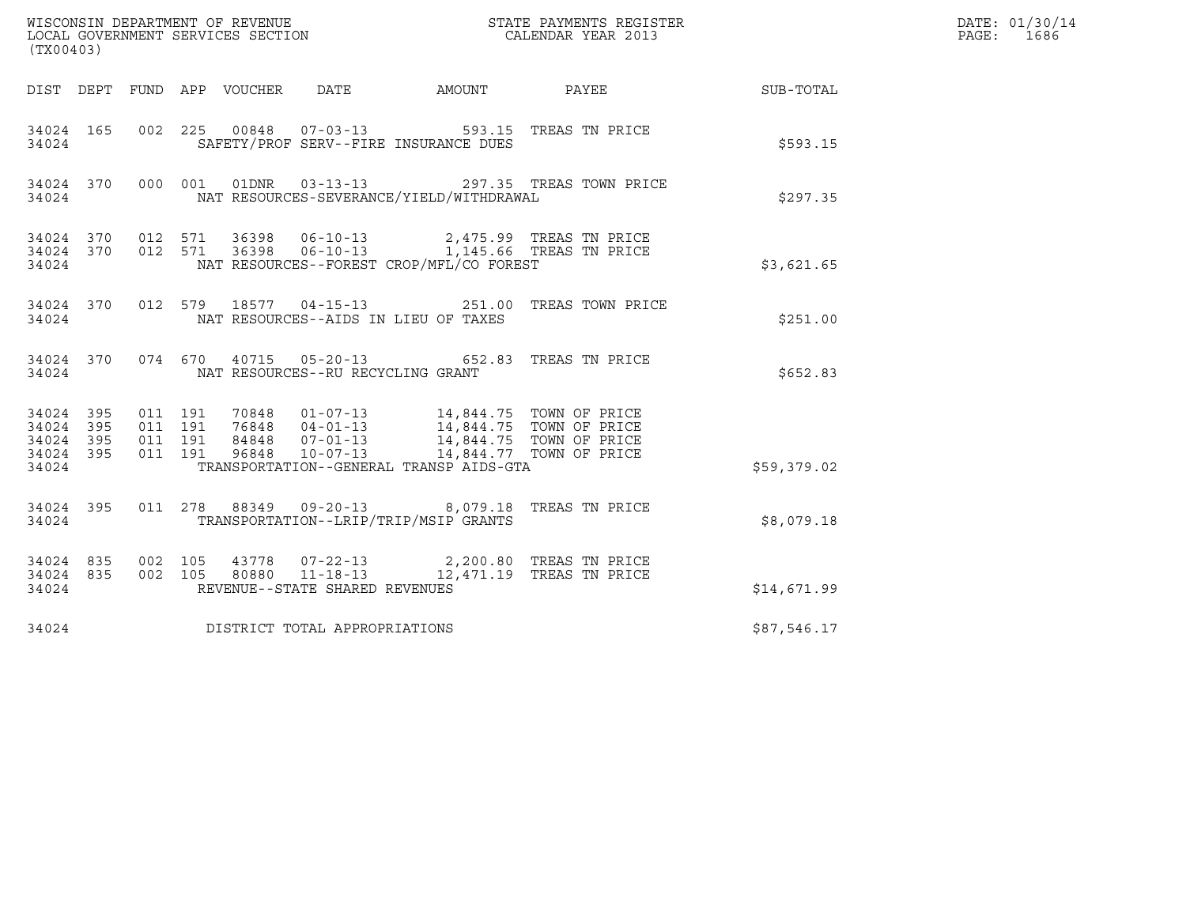WISCONSIN DEPARTMENT OF REVENUE
LOCAL GOVERNMENT SERVICES SECTION
(TX00403)

STATE PAYMENTS REGISTER
CALENDAR YEAR 2013

DATE: 01/30/14
PAGE: 1686

| DIST | DEPT | FUND | APP | VOUCHER | DATE | AMOUNT | PAYEE | SUB-TOTAL |
|---|---|---|---|---|---|---|---|---|
| 34024 | 165 | 002 | 225 | 00848 | 07-03-13 | 593.15 | TREAS TN PRICE | |
| 34024 | | | | SAFETY/PROF SERV--FIRE INSURANCE DUES | | | | $593.15 |
| 34024 | 370 | 000 | 001 | 01DNR | 03-13-13 | 297.35 | TREAS TOWN PRICE | |
| 34024 | | | | NAT RESOURCES-SEVERANCE/YIELD/WITHDRAWAL | | | | $297.35 |
| 34024 | 370 | 012 | 571 | 36398 | 06-10-13 | 2,475.99 | TREAS TN PRICE | |
| 34024 | 370 | 012 | 571 | 36398 | 06-10-13 | 1,145.66 | TREAS TN PRICE | |
| 34024 | | | | NAT RESOURCES--FOREST CROP/MFL/CO FOREST | | | | $3,621.65 |
| 34024 | 370 | 012 | 579 | 18577 | 04-15-13 | 251.00 | TREAS TOWN PRICE | |
| 34024 | | | | NAT RESOURCES--AIDS IN LIEU OF TAXES | | | | $251.00 |
| 34024 | 370 | 074 | 670 | 40715 | 05-20-13 | 652.83 | TREAS TN PRICE | |
| 34024 | | | | NAT RESOURCES--RU RECYCLING GRANT | | | | $652.83 |
| 34024 | 395 | 011 | 191 | 70848 | 01-07-13 | 14,844.75 | TOWN OF PRICE | |
| 34024 | 395 | 011 | 191 | 76848 | 04-01-13 | 14,844.75 | TOWN OF PRICE | |
| 34024 | 395 | 011 | 191 | 84848 | 07-01-13 | 14,844.75 | TOWN OF PRICE | |
| 34024 | 395 | 011 | 191 | 96848 | 10-07-13 | 14,844.77 | TOWN OF PRICE | |
| 34024 | | | | TRANSPORTATION--GENERAL TRANSP AIDS-GTA | | | | $59,379.02 |
| 34024 | 395 | 011 | 278 | 88349 | 09-20-13 | 8,079.18 | TREAS TN PRICE | |
| 34024 | | | | TRANSPORTATION--LRIP/TRIP/MSIP GRANTS | | | | $8,079.18 |
| 34024 | 835 | 002 | 105 | 43778 | 07-22-13 | 2,200.80 | TREAS TN PRICE | |
| 34024 | 835 | 002 | 105 | 80880 | 11-18-13 | 12,471.19 | TREAS TN PRICE | |
| 34024 | | | | REVENUE--STATE SHARED REVENUES | | | | $14,671.99 |
| 34024 | | | | DISTRICT TOTAL APPROPRIATIONS | | | | $87,546.17 |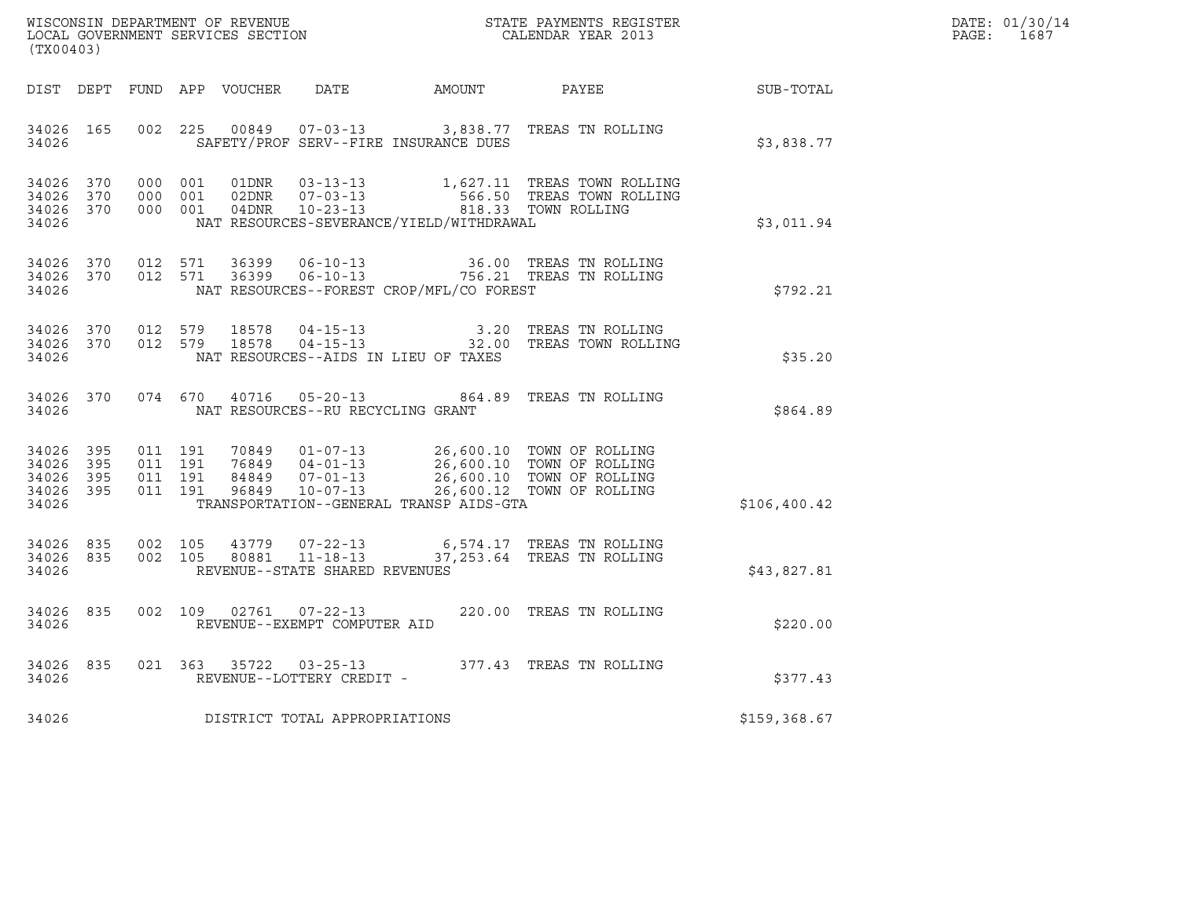WISCONSIN DEPARTMENT OF REVENUE
LOCAL GOVERNMENT SERVICES SECTION
(TX00403)

STATE PAYMENTS REGISTER
CALENDAR YEAR 2013

DATE: 01/30/14

| DIST | DEPT | FUND | APP | VOUCHER | DATE | AMOUNT | PAYEE | SUB-TOTAL |
|---|---|---|---|---|---|---|---|---|
| 34026 | 165 | 002 | 225 | 00849 | 07-03-13 | 3,838.77 | TREAS TN ROLLING | |
| 34026 | | | | | SAFETY/PROF SERV--FIRE INSURANCE DUES | | | $3,838.77 |
| 34026 | 370 | 000 | 001 | 01DNR | 03-13-13 | 1,627.11 | TREAS TOWN ROLLING | |
| 34026 | 370 | 000 | 001 | 02DNR | 07-03-13 | 566.50 | TREAS TOWN ROLLING | |
| 34026 | 370 | 000 | 001 | 04DNR | 10-23-13 | 818.33 | TOWN ROLLING | |
| 34026 | | | | | NAT RESOURCES-SEVERANCE/YIELD/WITHDRAWAL | | | $3,011.94 |
| 34026 | 370 | 012 | 571 | 36399 | 06-10-13 | 36.00 | TREAS TN ROLLING | |
| 34026 | 370 | 012 | 571 | 36399 | 06-10-13 | 756.21 | TREAS TN ROLLING | |
| 34026 | | | | | NAT RESOURCES--FOREST CROP/MFL/CO FOREST | | | $792.21 |
| 34026 | 370 | 012 | 579 | 18578 | 04-15-13 | 3.20 | TREAS TN ROLLING | |
| 34026 | 370 | 012 | 579 | 18578 | 04-15-13 | 32.00 | TREAS TOWN ROLLING | |
| 34026 | | | | | NAT RESOURCES--AIDS IN LIEU OF TAXES | | | $35.20 |
| 34026 | 370 | 074 | 670 | 40716 | 05-20-13 | 864.89 | TREAS TN ROLLING | |
| 34026 | | | | | NAT RESOURCES--RU RECYCLING GRANT | | | $864.89 |
| 34026 | 395 | 011 | 191 | 70849 | 01-07-13 | 26,600.10 | TOWN OF ROLLING | |
| 34026 | 395 | 011 | 191 | 76849 | 04-01-13 | 26,600.10 | TOWN OF ROLLING | |
| 34026 | 395 | 011 | 191 | 84849 | 07-01-13 | 26,600.10 | TOWN OF ROLLING | |
| 34026 | 395 | 011 | 191 | 96849 | 10-07-13 | 26,600.12 | TOWN OF ROLLING | |
| 34026 | | | | | TRANSPORTATION--GENERAL TRANSP AIDS-GTA | | | $106,400.42 |
| 34026 | 835 | 002 | 105 | 43779 | 07-22-13 | 6,574.17 | TREAS TN ROLLING | |
| 34026 | 835 | 002 | 105 | 80881 | 11-18-13 | 37,253.64 | TREAS TN ROLLING | |
| 34026 | | | | | REVENUE--STATE SHARED REVENUES | | | $43,827.81 |
| 34026 | 835 | 002 | 109 | 02761 | 07-22-13 | 220.00 | TREAS TN ROLLING | |
| 34026 | | | | | REVENUE--EXEMPT COMPUTER AID | | | $220.00 |
| 34026 | 835 | 021 | 363 | 35722 | 03-25-13 | 377.43 | TREAS TN ROLLING | |
| 34026 | | | | | REVENUE--LOTTERY CREDIT - | | | $377.43 |
| 34026 | | | | | DISTRICT TOTAL APPROPRIATIONS | | | $159,368.67 |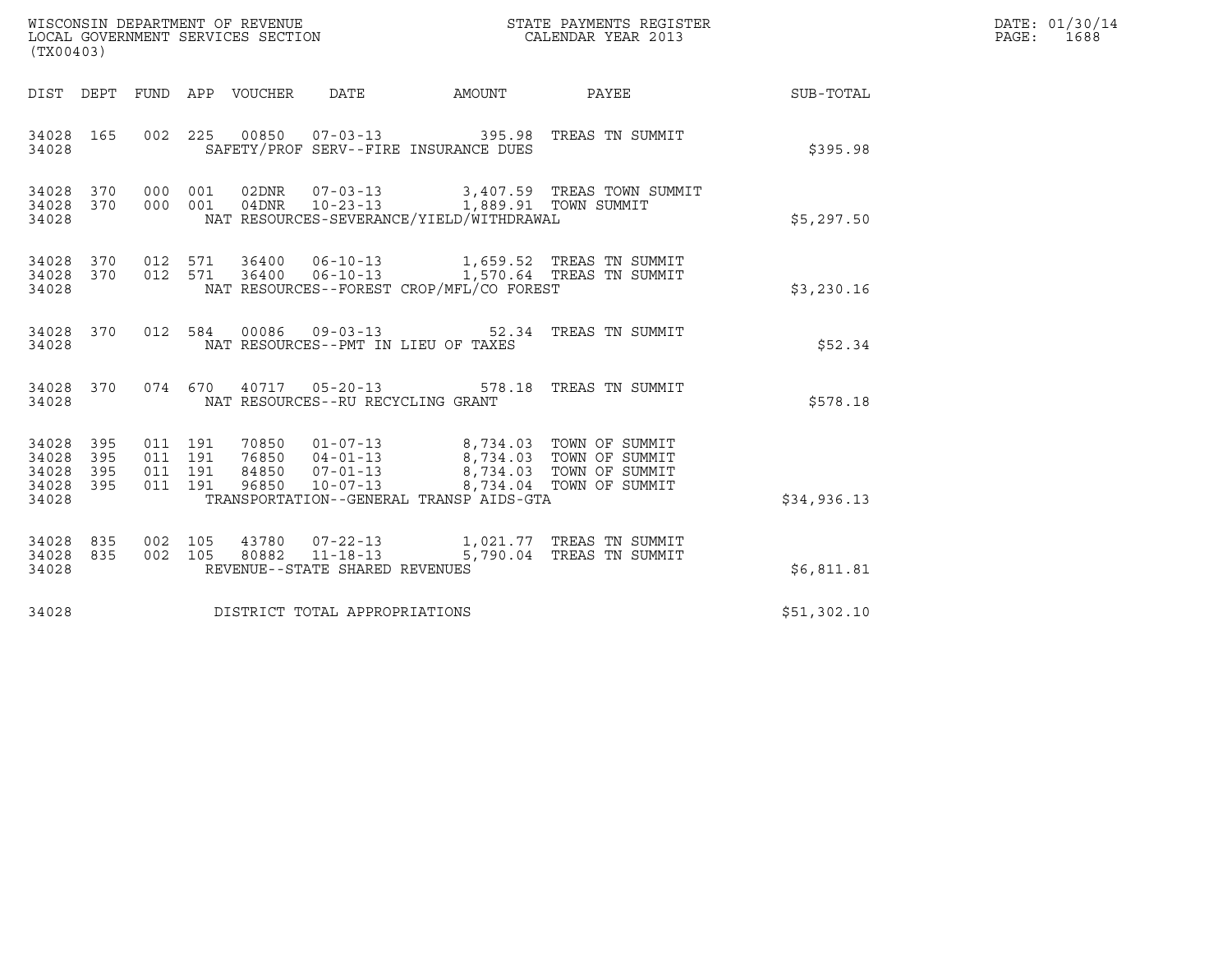WISCONSIN DEPARTMENT OF REVENUE
LOCAL GOVERNMENT SERVICES SECTION
(TX00403)

STATE PAYMENTS REGISTER
CALENDAR YEAR 2013

DATE: 01/30/14
PAGE: 1688

| DIST | DEPT | FUND | APP | VOUCHER | DATE | AMOUNT | PAYEE | SUB-TOTAL |
|---|---|---|---|---|---|---|---|---|
| 34028 | 165 | 002 | 225 | 00850 | 07-03-13 | 395.98 | TREAS TN SUMMIT | |
| 34028 | | | | | SAFETY/PROF SERV--FIRE INSURANCE DUES | | | $395.98 |
| 34028 | 370 | 000 | 001 | 02DNR | 07-03-13 | 3,407.59 | TREAS TOWN SUMMIT | |
| 34028 | 370 | 000 | 001 | 04DNR | 10-23-13 | 1,889.91 | TOWN SUMMIT | |
| 34028 | | | | | NAT RESOURCES-SEVERANCE/YIELD/WITHDRAWAL | | | $5,297.50 |
| 34028 | 370 | 012 | 571 | 36400 | 06-10-13 | 1,659.52 | TREAS TN SUMMIT | |
| 34028 | 370 | 012 | 571 | 36400 | 06-10-13 | 1,570.64 | TREAS TN SUMMIT | |
| 34028 | | | | | NAT RESOURCES--FOREST CROP/MFL/CO FOREST | | | $3,230.16 |
| 34028 | 370 | 012 | 584 | 00086 | 09-03-13 | 52.34 | TREAS TN SUMMIT | |
| 34028 | | | | | NAT RESOURCES--PMT IN LIEU OF TAXES | | | $52.34 |
| 34028 | 370 | 074 | 670 | 40717 | 05-20-13 | 578.18 | TREAS TN SUMMIT | |
| 34028 | | | | | NAT RESOURCES--RU RECYCLING GRANT | | | $578.18 |
| 34028 | 395 | 011 | 191 | 70850 | 01-07-13 | 8,734.03 | TOWN OF SUMMIT | |
| 34028 | 395 | 011 | 191 | 76850 | 04-01-13 | 8,734.03 | TOWN OF SUMMIT | |
| 34028 | 395 | 011 | 191 | 84850 | 07-01-13 | 8,734.03 | TOWN OF SUMMIT | |
| 34028 | 395 | 011 | 191 | 96850 | 10-07-13 | 8,734.04 | TOWN OF SUMMIT | |
| 34028 | | | | | TRANSPORTATION--GENERAL TRANSP AIDS-GTA | | | $34,936.13 |
| 34028 | 835 | 002 | 105 | 43780 | 07-22-13 | 1,021.77 | TREAS TN SUMMIT | |
| 34028 | 835 | 002 | 105 | 80882 | 11-18-13 | 5,790.04 | TREAS TN SUMMIT | |
| 34028 | | | | | REVENUE--STATE SHARED REVENUES | | | $6,811.81 |
| 34028 | | | | | DISTRICT TOTAL APPROPRIATIONS | | | $51,302.10 |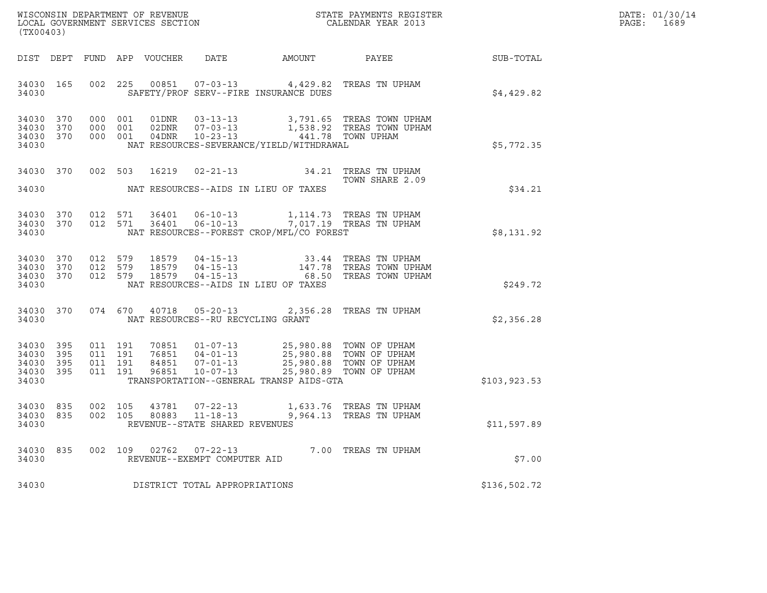WISCONSIN DEPARTMENT OF REVENUE
LOCAL GOVERNMENT SERVICES SECTION
(TX00403)

STATE PAYMENTS REGISTER
CALENDAR YEAR 2013

DATE: 01/30/14
PAGE: 1689

| DIST | DEPT | FUND | APP | VOUCHER | DATE | AMOUNT | PAYEE | SUB-TOTAL |
|---|---|---|---|---|---|---|---|---|
| 34030 | 165 | 002 | 225 | 00851 | 07-03-13 | 4,429.82 | TREAS TN UPHAM | |
| 34030 | | | | | SAFETY/PROF SERV--FIRE INSURANCE DUES | | | $4,429.82 |
| 34030 | 370 | 000 | 001 | 01DNR | 03-13-13 | 3,791.65 | TREAS TOWN UPHAM | |
| 34030 | 370 | 000 | 001 | 02DNR | 07-03-13 | 1,538.92 | TREAS TOWN UPHAM | |
| 34030 | 370 | 000 | 001 | 04DNR | 10-23-13 | 441.78 | TOWN UPHAM | |
| 34030 | | | | | NAT RESOURCES-SEVERANCE/YIELD/WITHDRAWAL | | | $5,772.35 |
| 34030 | 370 | 002 | 503 | 16219 | 02-21-13 | 34.21 | TREAS TN UPHAM TOWN SHARE 2.09 | |
| 34030 | | | | | NAT RESOURCES--AIDS IN LIEU OF TAXES | | | $34.21 |
| 34030 | 370 | 012 | 571 | 36401 | 06-10-13 | 1,114.73 | TREAS TN UPHAM | |
| 34030 | 370 | 012 | 571 | 36401 | 06-10-13 | 7,017.19 | TREAS TN UPHAM | |
| 34030 | | | | | NAT RESOURCES--FOREST CROP/MFL/CO FOREST | | | $8,131.92 |
| 34030 | 370 | 012 | 579 | 18579 | 04-15-13 | 33.44 | TREAS TN UPHAM | |
| 34030 | 370 | 012 | 579 | 18579 | 04-15-13 | 147.78 | TREAS TOWN UPHAM | |
| 34030 | 370 | 012 | 579 | 18579 | 04-15-13 | 68.50 | TREAS TOWN UPHAM | |
| 34030 | | | | | NAT RESOURCES--AIDS IN LIEU OF TAXES | | | $249.72 |
| 34030 | 370 | 074 | 670 | 40718 | 05-20-13 | 2,356.28 | TREAS TN UPHAM | |
| 34030 | | | | | NAT RESOURCES--RU RECYCLING GRANT | | | $2,356.28 |
| 34030 | 395 | 011 | 191 | 70851 | 01-07-13 | 25,980.88 | TOWN OF UPHAM | |
| 34030 | 395 | 011 | 191 | 76851 | 04-01-13 | 25,980.88 | TOWN OF UPHAM | |
| 34030 | 395 | 011 | 191 | 84851 | 07-01-13 | 25,980.88 | TOWN OF UPHAM | |
| 34030 | 395 | 011 | 191 | 96851 | 10-07-13 | 25,980.89 | TOWN OF UPHAM | |
| 34030 | | | | | TRANSPORTATION--GENERAL TRANSP AIDS-GTA | | | $103,923.53 |
| 34030 | 835 | 002 | 105 | 43781 | 07-22-13 | 1,633.76 | TREAS TN UPHAM | |
| 34030 | 835 | 002 | 105 | 80883 | 11-18-13 | 9,964.13 | TREAS TN UPHAM | |
| 34030 | | | | | REVENUE--STATE SHARED REVENUES | | | $11,597.89 |
| 34030 | 835 | 002 | 109 | 02762 | 07-22-13 | 7.00 | TREAS TN UPHAM | |
| 34030 | | | | | REVENUE--EXEMPT COMPUTER AID | | | $7.00 |
| 34030 | | | | | DISTRICT TOTAL APPROPRIATIONS | | | $136,502.72 |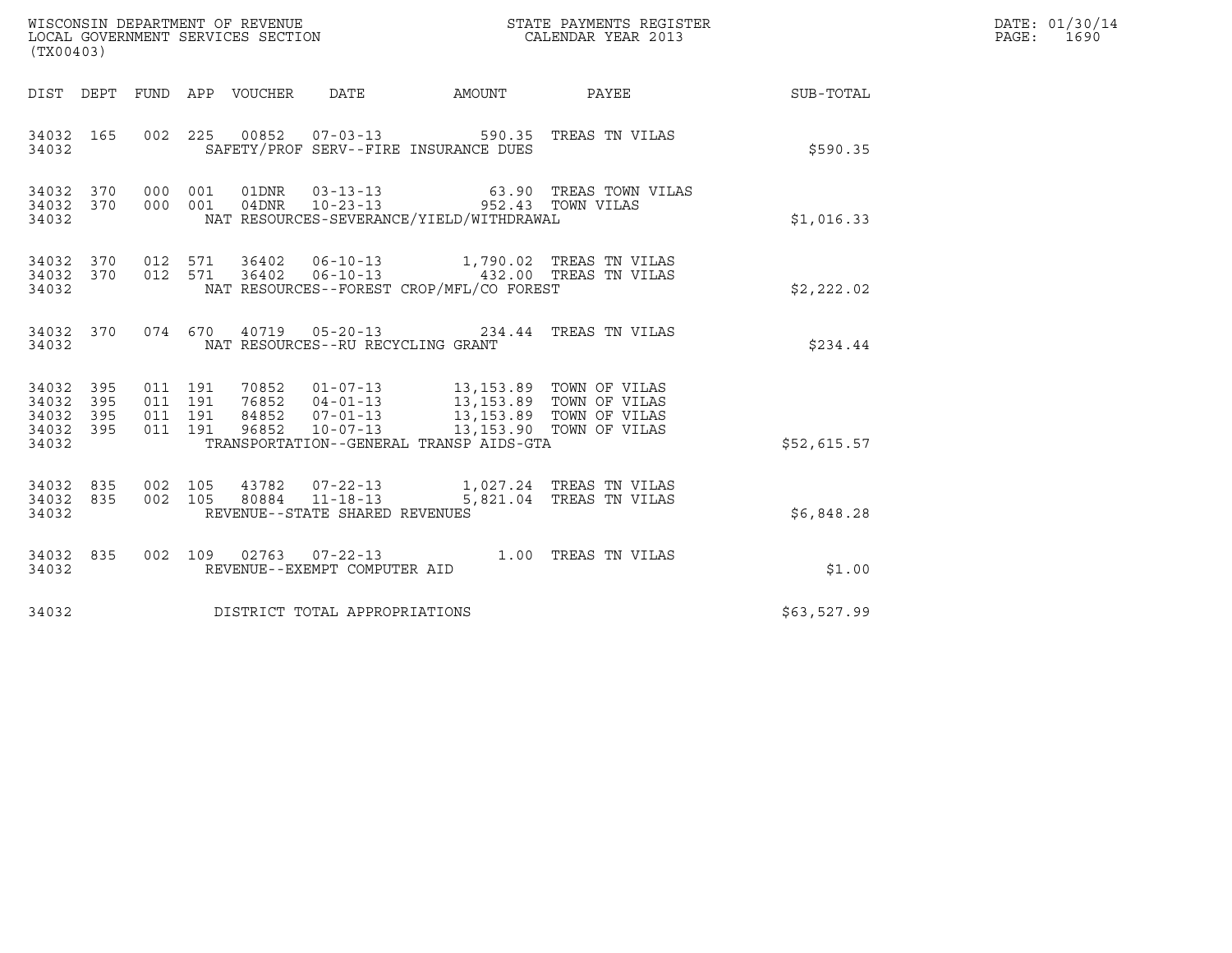WISCONSIN DEPARTMENT OF REVENUE
LOCAL GOVERNMENT SERVICES SECTION
(TX00403)

STATE PAYMENTS REGISTER
CALENDAR YEAR 2013

DATE: 01/30/14
PAGE: 1690

| DIST | DEPT | FUND | APP | VOUCHER | DATE | AMOUNT | PAYEE | SUB-TOTAL |
|---|---|---|---|---|---|---|---|---|
| 34032 | 165 | 002 | 225 | 00852 | 07-03-13 | 590.35 | TREAS TN VILAS | |
| 34032 | | | | SAFETY/PROF SERV--FIRE INSURANCE DUES | | | | $590.35 |
| 34032 | 370 | 000 | 001 | 01DNR | 03-13-13 | 63.90 | TREAS TOWN VILAS | |
| 34032 | 370 | 000 | 001 | 04DNR | 10-23-13 | 952.43 | TOWN VILAS | |
| 34032 | | | | NAT RESOURCES-SEVERANCE/YIELD/WITHDRAWAL | | | | $1,016.33 |
| 34032 | 370 | 012 | 571 | 36402 | 06-10-13 | 1,790.02 | TREAS TN VILAS | |
| 34032 | 370 | 012 | 571 | 36402 | 06-10-13 | 432.00 | TREAS TN VILAS | |
| 34032 | | | | NAT RESOURCES--FOREST CROP/MFL/CO FOREST | | | | $2,222.02 |
| 34032 | 370 | 074 | 670 | 40719 | 05-20-13 | 234.44 | TREAS TN VILAS | |
| 34032 | | | | NAT RESOURCES--RU RECYCLING GRANT | | | | $234.44 |
| 34032 | 395 | 011 | 191 | 70852 | 01-07-13 | 13,153.89 | TOWN OF VILAS | |
| 34032 | 395 | 011 | 191 | 76852 | 04-01-13 | 13,153.89 | TOWN OF VILAS | |
| 34032 | 395 | 011 | 191 | 84852 | 07-01-13 | 13,153.89 | TOWN OF VILAS | |
| 34032 | 395 | 011 | 191 | 96852 | 10-07-13 | 13,153.90 | TOWN OF VILAS | |
| 34032 | | | | TRANSPORTATION--GENERAL TRANSP AIDS-GTA | | | | $52,615.57 |
| 34032 | 835 | 002 | 105 | 43782 | 07-22-13 | 1,027.24 | TREAS TN VILAS | |
| 34032 | 835 | 002 | 105 | 80884 | 11-18-13 | 5,821.04 | TREAS TN VILAS | |
| 34032 | | | | REVENUE--STATE SHARED REVENUES | | | | $6,848.28 |
| 34032 | 835 | 002 | 109 | 02763 | 07-22-13 | 1.00 | TREAS TN VILAS | |
| 34032 | | | | REVENUE--EXEMPT COMPUTER AID | | | | $1.00 |
| 34032 | | | | DISTRICT TOTAL APPROPRIATIONS | | | | $63,527.99 |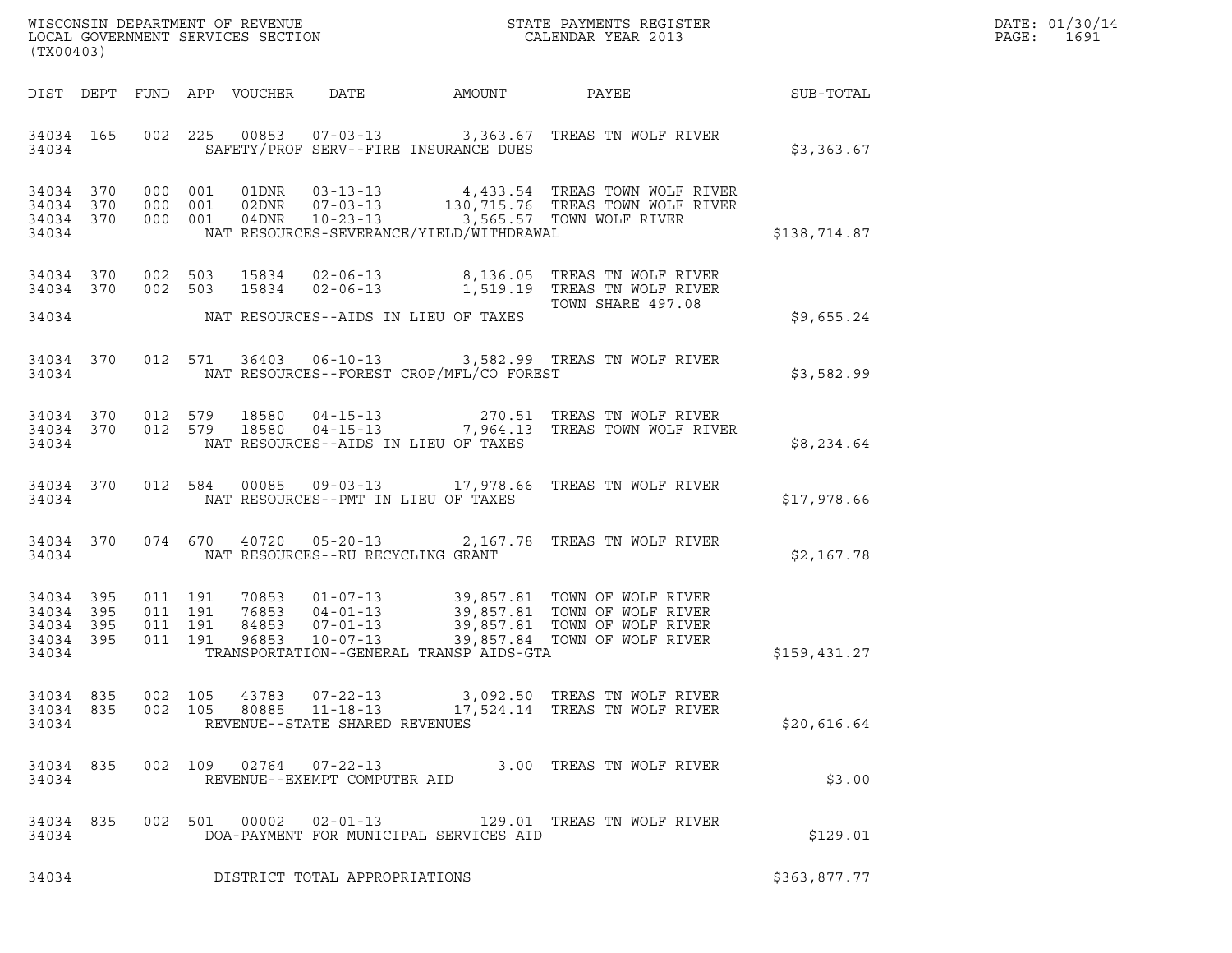WISCONSIN DEPARTMENT OF REVENUE
LOCAL GOVERNMENT SERVICES SECTION
(TX00403)

STATE PAYMENTS REGISTER
CALENDAR YEAR 2013

DATE: 01/30/14

| DIST | DEPT | FUND | APP | VOUCHER | DATE | AMOUNT | PAYEE | SUB-TOTAL |
|---|---|---|---|---|---|---|---|---|
| 34034 | 165 | 002 | 225 | 00853 | 07-03-13 | 3,363.67 | TREAS TN WOLF RIVER | |
| 34034 | | | | SAFETY/PROF SERV--FIRE INSURANCE DUES | | | | $3,363.67 |
| 34034 | 370 | 000 | 001 | 01DNR | 03-13-13 | 4,433.54 | TREAS TOWN WOLF RIVER | |
| 34034 | 370 | 000 | 001 | 02DNR | 07-03-13 | 130,715.76 | TREAS TOWN WOLF RIVER | |
| 34034 | 370 | 000 | 001 | 04DNR | 10-23-13 | 3,565.57 | TOWN WOLF RIVER | |
| 34034 | | | | NAT RESOURCES-SEVERANCE/YIELD/WITHDRAWAL | | | | $138,714.87 |
| 34034 | 370 | 002 | 503 | 15834 | 02-06-13 | 8,136.05 | TREAS TN WOLF RIVER | |
| 34034 | 370 | 002 | 503 | 15834 | 02-06-13 | 1,519.19 | TREAS TN WOLF RIVER TOWN SHARE 497.08 | |
| 34034 | | | | NAT RESOURCES--AIDS IN LIEU OF TAXES | | | | $9,655.24 |
| 34034 | 370 | 012 | 571 | 36403 | 06-10-13 | 3,582.99 | TREAS TN WOLF RIVER | |
| 34034 | | | | NAT RESOURCES--FOREST CROP/MFL/CO FOREST | | | | $3,582.99 |
| 34034 | 370 | 012 | 579 | 18580 | 04-15-13 | 270.51 | TREAS TN WOLF RIVER | |
| 34034 | 370 | 012 | 579 | 18580 | 04-15-13 | 7,964.13 | TREAS TOWN WOLF RIVER | |
| 34034 | | | | NAT RESOURCES--AIDS IN LIEU OF TAXES | | | | $8,234.64 |
| 34034 | 370 | 012 | 584 | 00085 | 09-03-13 | 17,978.66 | TREAS TN WOLF RIVER | |
| 34034 | | | | NAT RESOURCES--PMT IN LIEU OF TAXES | | | | $17,978.66 |
| 34034 | 370 | 074 | 670 | 40720 | 05-20-13 | 2,167.78 | TREAS TN WOLF RIVER | |
| 34034 | | | | NAT RESOURCES--RU RECYCLING GRANT | | | | $2,167.78 |
| 34034 | 395 | 011 | 191 | 70853 | 01-07-13 | 39,857.81 | TOWN OF WOLF RIVER | |
| 34034 | 395 | 011 | 191 | 76853 | 04-01-13 | 39,857.81 | TOWN OF WOLF RIVER | |
| 34034 | 395 | 011 | 191 | 84853 | 07-01-13 | 39,857.81 | TOWN OF WOLF RIVER | |
| 34034 | 395 | 011 | 191 | 96853 | 10-07-13 | 39,857.84 | TOWN OF WOLF RIVER | |
| 34034 | | | | TRANSPORTATION--GENERAL TRANSP AIDS-GTA | | | | $159,431.27 |
| 34034 | 835 | 002 | 105 | 43783 | 07-22-13 | 3,092.50 | TREAS TN WOLF RIVER | |
| 34034 | 835 | 002 | 105 | 80885 | 11-18-13 | 17,524.14 | TREAS TN WOLF RIVER | |
| 34034 | | | | REVENUE--STATE SHARED REVENUES | | | | $20,616.64 |
| 34034 | 835 | 002 | 109 | 02764 | 07-22-13 | 3.00 | TREAS TN WOLF RIVER | |
| 34034 | | | | REVENUE--EXEMPT COMPUTER AID | | | | $3.00 |
| 34034 | 835 | 002 | 501 | 00002 | 02-01-13 | 129.01 | TREAS TN WOLF RIVER | |
| 34034 | | | | DOA-PAYMENT FOR MUNICIPAL SERVICES AID | | | | $129.01 |
| 34034 | | | | DISTRICT TOTAL APPROPRIATIONS | | | | $363,877.77 |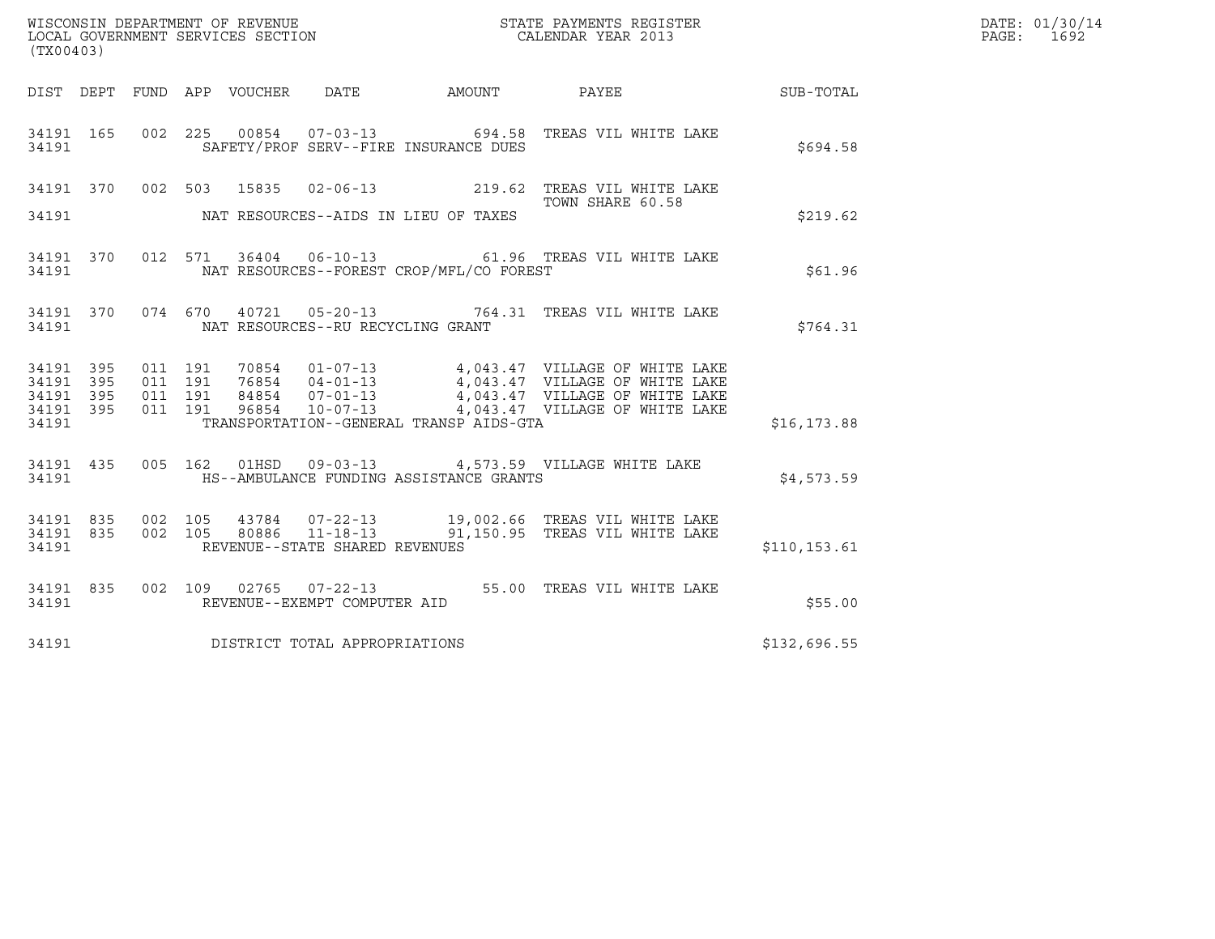WISCONSIN DEPARTMENT OF REVENUE
LOCAL GOVERNMENT SERVICES SECTION
(TX00403)

STATE PAYMENTS REGISTER
CALENDAR YEAR 2013

DATE: 01/30/14
PAGE: 1692

| DIST | DEPT | FUND | APP | VOUCHER | DATE | AMOUNT | PAYEE | SUB-TOTAL |
|---|---|---|---|---|---|---|---|---|
| 34191 | 165 | 002 | 225 | 00854 | 07-03-13 | 694.58 | TREAS VIL WHITE LAKE | |
| 34191 | | | | | SAFETY/PROF SERV--FIRE INSURANCE DUES | | | $694.58 |
| 34191 | 370 | 002 | 503 | 15835 | 02-06-13 | 219.62 | TREAS VIL WHITE LAKE<br>TOWN SHARE 60.58 | |
| 34191 | | | | | NAT RESOURCES--AIDS IN LIEU OF TAXES | | | $219.62 |
| 34191 | 370 | 012 | 571 | 36404 | 06-10-13 | 61.96 | TREAS VIL WHITE LAKE | |
| 34191 | | | | | NAT RESOURCES--FOREST CROP/MFL/CO FOREST | | | $61.96 |
| 34191 | 370 | 074 | 670 | 40721 | 05-20-13 | 764.31 | TREAS VIL WHITE LAKE | |
| 34191 | | | | | NAT RESOURCES--RU RECYCLING GRANT | | | $764.31 |
| 34191 | 395 | 011 | 191 | 70854 | 01-07-13 | 4,043.47 | VILLAGE OF WHITE LAKE | |
| 34191 | 395 | 011 | 191 | 76854 | 04-01-13 | 4,043.47 | VILLAGE OF WHITE LAKE | |
| 34191 | 395 | 011 | 191 | 84854 | 07-01-13 | 4,043.47 | VILLAGE OF WHITE LAKE | |
| 34191 | 395 | 011 | 191 | 96854 | 10-07-13 | 4,043.47 | VILLAGE OF WHITE LAKE | |
| 34191 | | | | | TRANSPORTATION--GENERAL TRANSP AIDS-GTA | | | $16,173.88 |
| 34191 | 435 | 005 | 162 | 01HSD | 09-03-13 | 4,573.59 | VILLAGE WHITE LAKE | |
| 34191 | | | | | HS--AMBULANCE FUNDING ASSISTANCE GRANTS | | | $4,573.59 |
| 34191 | 835 | 002 | 105 | 43784 | 07-22-13 | 19,002.66 | TREAS VIL WHITE LAKE | |
| 34191 | 835 | 002 | 105 | 80886 | 11-18-13 | 91,150.95 | TREAS VIL WHITE LAKE | |
| 34191 | | | | | REVENUE--STATE SHARED REVENUES | | | $110,153.61 |
| 34191 | 835 | 002 | 109 | 02765 | 07-22-13 | 55.00 | TREAS VIL WHITE LAKE | |
| 34191 | | | | | REVENUE--EXEMPT COMPUTER AID | | | $55.00 |
| 34191 | | | | | DISTRICT TOTAL APPROPRIATIONS | | | $132,696.55 |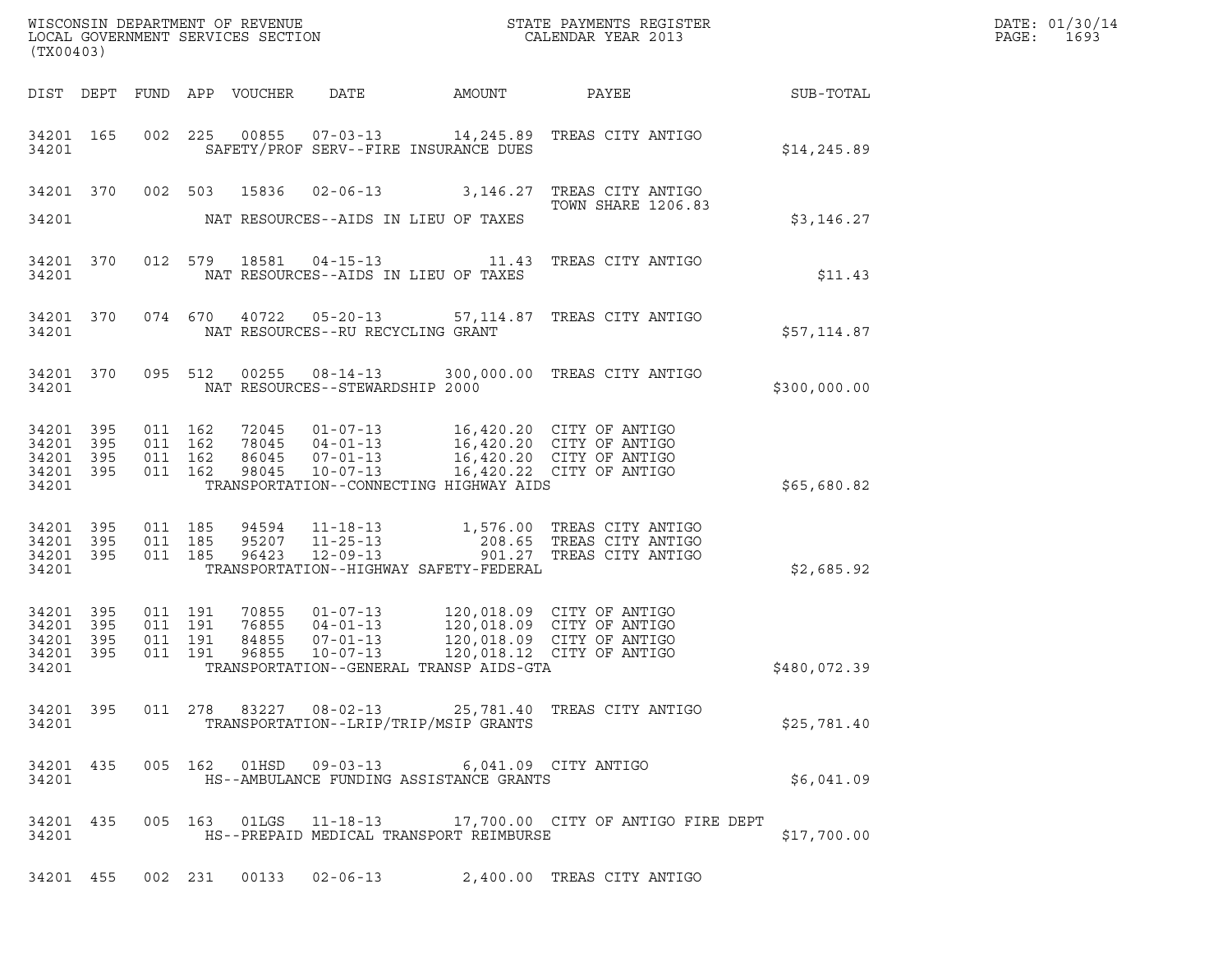WISCONSIN DEPARTMENT OF REVENUE
LOCAL GOVERNMENT SERVICES SECTION
(TX00403)

STATE PAYMENTS REGISTER
CALENDAR YEAR 2013

DATE: 01/30/14
PAGE: 1693

| DIST | DEPT | FUND | APP | VOUCHER | DATE | AMOUNT | PAYEE | SUB-TOTAL |
|---|---|---|---|---|---|---|---|---|
| 34201 | 165 | 002 | 225 | 00855 | 07-03-13 | 14,245.89 | TREAS CITY ANTIGO | |
| 34201 | | | | | SAFETY/PROF SERV--FIRE INSURANCE DUES | | | $14,245.89 |
| 34201 | 370 | 002 | 503 | 15836 | 02-06-13 | 3,146.27 | TREAS CITY ANTIGO TOWN SHARE 1206.83 | |
| 34201 | | | | | NAT RESOURCES--AIDS IN LIEU OF TAXES | | | $3,146.27 |
| 34201 | 370 | 012 | 579 | 18581 | 04-15-13 | 11.43 | TREAS CITY ANTIGO | |
| 34201 | | | | | NAT RESOURCES--AIDS IN LIEU OF TAXES | | | $11.43 |
| 34201 | 370 | 074 | 670 | 40722 | 05-20-13 | 57,114.87 | TREAS CITY ANTIGO | |
| 34201 | | | | | NAT RESOURCES--RU RECYCLING GRANT | | | $57,114.87 |
| 34201 | 370 | 095 | 512 | 00255 | 08-14-13 | 300,000.00 | TREAS CITY ANTIGO | |
| 34201 | | | | | NAT RESOURCES--STEWARDSHIP 2000 | | | $300,000.00 |
| 34201 | 395 | 011 | 162 | 72045 | 01-07-13 | 16,420.20 | CITY OF ANTIGO | |
| 34201 | 395 | 011 | 162 | 78045 | 04-01-13 | 16,420.20 | CITY OF ANTIGO | |
| 34201 | 395 | 011 | 162 | 86045 | 07-01-13 | 16,420.20 | CITY OF ANTIGO | |
| 34201 | 395 | 011 | 162 | 98045 | 10-07-13 | 16,420.22 | CITY OF ANTIGO | |
| 34201 | | | | | TRANSPORTATION--CONNECTING HIGHWAY AIDS | | | $65,680.82 |
| 34201 | 395 | 011 | 185 | 94594 | 11-18-13 | 1,576.00 | TREAS CITY ANTIGO | |
| 34201 | 395 | 011 | 185 | 95207 | 11-25-13 | 208.65 | TREAS CITY ANTIGO | |
| 34201 | 395 | 011 | 185 | 96423 | 12-09-13 | 901.27 | TREAS CITY ANTIGO | |
| 34201 | | | | | TRANSPORTATION--HIGHWAY SAFETY-FEDERAL | | | $2,685.92 |
| 34201 | 395 | 011 | 191 | 70855 | 01-07-13 | 120,018.09 | CITY OF ANTIGO | |
| 34201 | 395 | 011 | 191 | 76855 | 04-01-13 | 120,018.09 | CITY OF ANTIGO | |
| 34201 | 395 | 011 | 191 | 84855 | 07-01-13 | 120,018.09 | CITY OF ANTIGO | |
| 34201 | 395 | 011 | 191 | 96855 | 10-07-13 | 120,018.12 | CITY OF ANTIGO | |
| 34201 | | | | | TRANSPORTATION--GENERAL TRANSP AIDS-GTA | | | $480,072.39 |
| 34201 | 395 | 011 | 278 | 83227 | 08-02-13 | 25,781.40 | TREAS CITY ANTIGO | |
| 34201 | | | | | TRANSPORTATION--LRIP/TRIP/MSIP GRANTS | | | $25,781.40 |
| 34201 | 435 | 005 | 162 | 01HSD | 09-03-13 | 6,041.09 | CITY ANTIGO | |
| 34201 | | | | | HS--AMBULANCE FUNDING ASSISTANCE GRANTS | | | $6,041.09 |
| 34201 | 435 | 005 | 163 | 01LGS | 11-18-13 | 17,700.00 | CITY OF ANTIGO FIRE DEPT | |
| 34201 | | | | | HS--PREPAID MEDICAL TRANSPORT REIMBURSE | | | $17,700.00 |
| 34201 | 455 | 002 | 231 | 00133 | 02-06-13 | 2,400.00 | TREAS CITY ANTIGO | |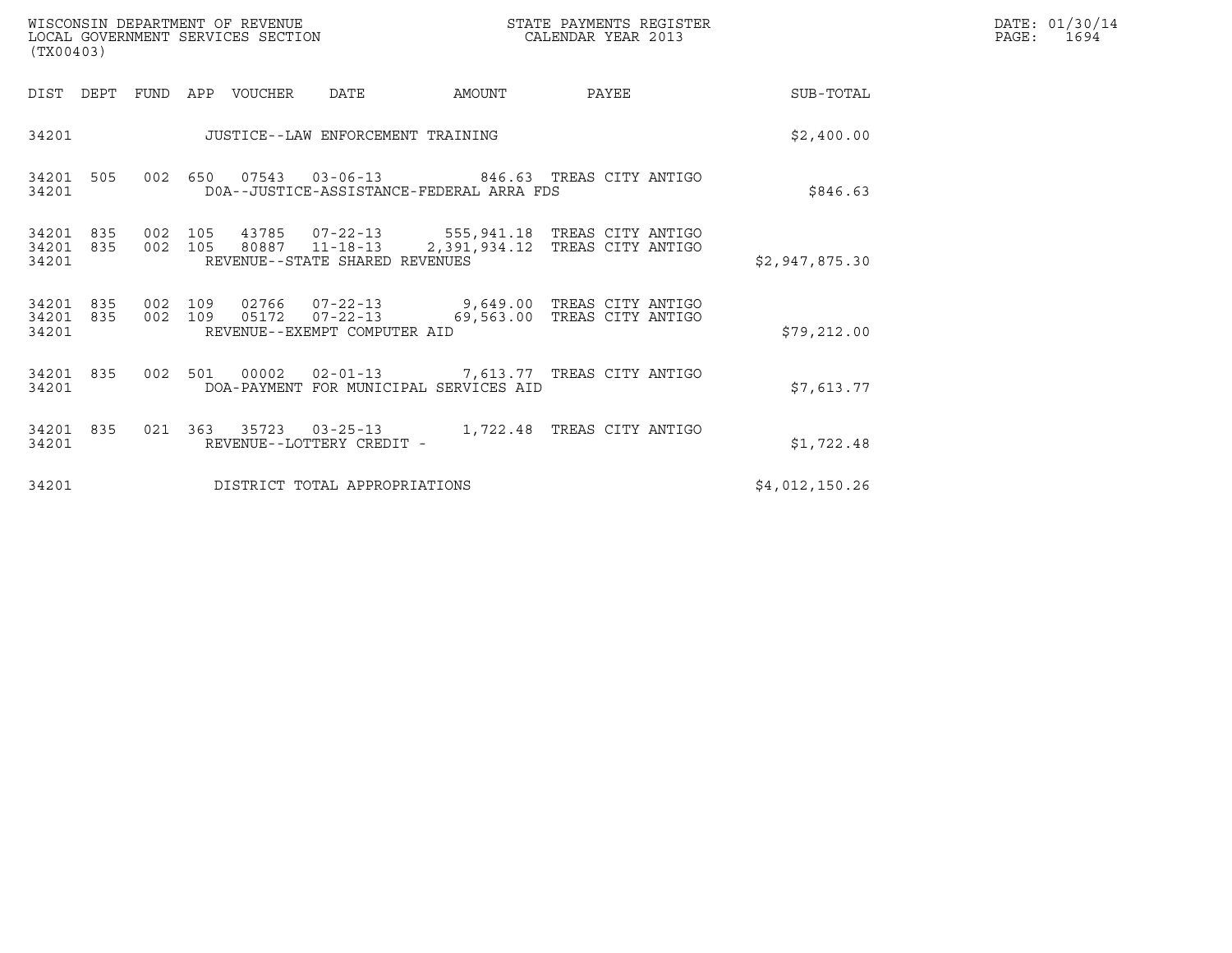WISCONSIN DEPARTMENT OF REVENUE
LOCAL GOVERNMENT SERVICES SECTION
(TX00403)

STATE PAYMENTS REGISTER
CALENDAR YEAR 2013

DATE: 01/30/14
PAGE: 1694

| DIST | DEPT | FUND | APP | VOUCHER | DATE | AMOUNT | PAYEE | SUB-TOTAL |
|---|---|---|---|---|---|---|---|---|
| 34201 | | | | JUSTICE--LAW ENFORCEMENT TRAINING | | | | $2,400.00 |
| 34201 | 505 | 002 | 650 | 07543 | 03-06-13 | 846.63 | TREAS CITY ANTIGO | |
| 34201 | | | | DOA--JUSTICE-ASSISTANCE-FEDERAL ARRA FDS | | | | $846.63 |
| 34201 | 835 | 002 | 105 | 43785 | 07-22-13 | 555,941.18 | TREAS CITY ANTIGO | |
| 34201 | 835 | 002 | 105 | 80887 | 11-18-13 | 2,391,934.12 | TREAS CITY ANTIGO | |
| 34201 | | | | REVENUE--STATE SHARED REVENUES | | | | $2,947,875.30 |
| 34201 | 835 | 002 | 109 | 02766 | 07-22-13 | 9,649.00 | TREAS CITY ANTIGO | |
| 34201 | 835 | 002 | 109 | 05172 | 07-22-13 | 69,563.00 | TREAS CITY ANTIGO | |
| 34201 | | | | REVENUE--EXEMPT COMPUTER AID | | | | $79,212.00 |
| 34201 | 835 | 002 | 501 | 00002 | 02-01-13 | 7,613.77 | TREAS CITY ANTIGO | |
| 34201 | | | | DOA-PAYMENT FOR MUNICIPAL SERVICES AID | | | | $7,613.77 |
| 34201 | 835 | 021 | 363 | 35723 | 03-25-13 | 1,722.48 | TREAS CITY ANTIGO | |
| 34201 | | | | REVENUE--LOTTERY CREDIT - | | | | $1,722.48 |
| 34201 | | | | DISTRICT TOTAL APPROPRIATIONS | | | | $4,012,150.26 |